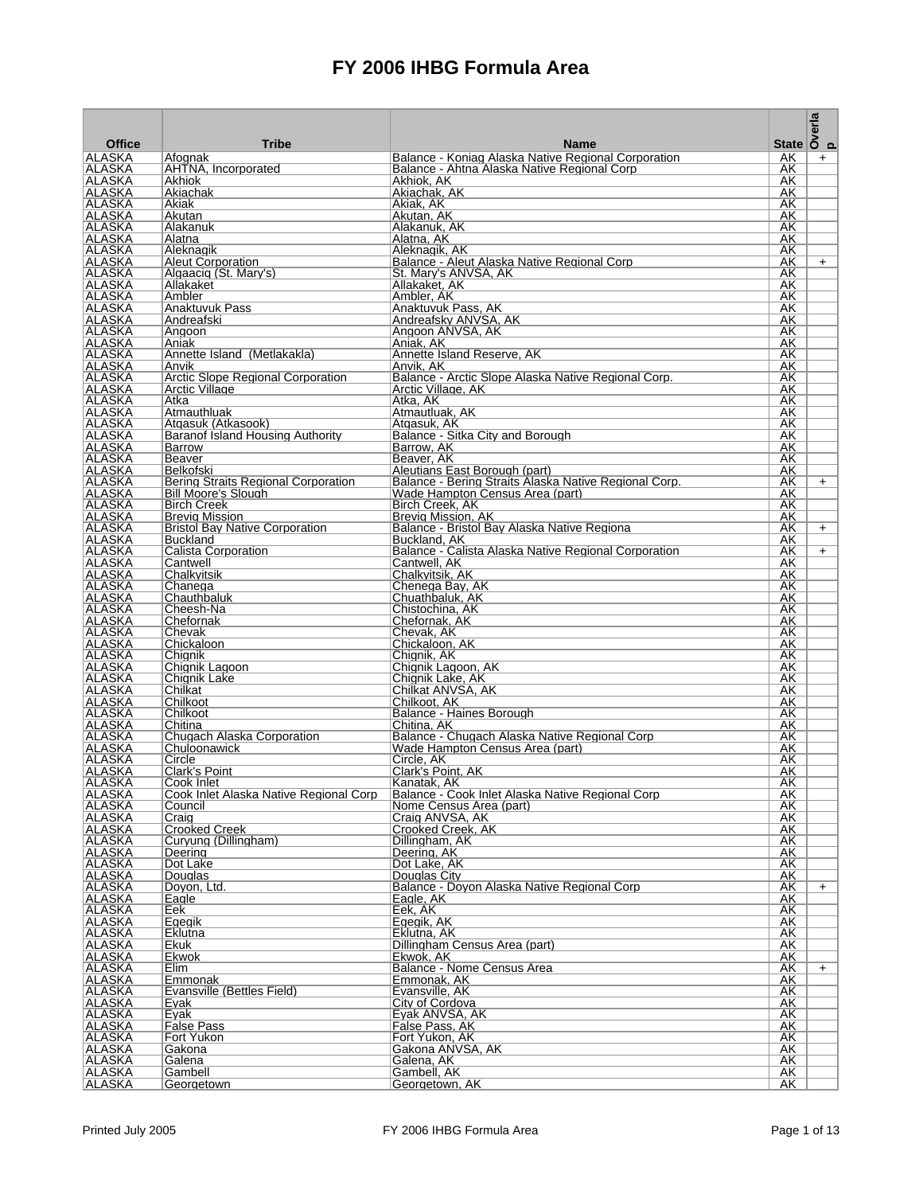# FY 2006 IHBG Formula Area

| Office | Tribe | Name | State | Overlap |
|---|---|---|---|---|
| ALASKA | Afognak | Balance - Koniag Alaska Native Regional Corporation | AK | + |
| ALASKA | AHTNA, Incorporated | Balance - Ahtna Alaska Native Regional Corp | AK | |
| ALASKA | Akhiok | Akhiok, AK | AK | |
| ALASKA | Akiachak | Akiachak, AK | AK | |
| ALASKA | Akiak | Akiak, AK | AK | |
| ALASKA | Akutan | Akutan, AK | AK | |
| ALASKA | Alakanuk | Alakanuk, AK | AK | |
| ALASKA | Alatna | Alatna, AK | AK | |
| ALASKA | Aleknagik | Aleknagik, AK | AK | |
| ALASKA | Aleut Corporation | Balance - Aleut Alaska Native Regional Corp | AK | + |
| ALASKA | Algaaciq (St. Mary's) | St. Mary's ANVSA, AK | AK | |
| ALASKA | Allakaket | Allakaket, AK | AK | |
| ALASKA | Ambler | Ambler, AK | AK | |
| ALASKA | Anaktuvuk Pass | Anaktuvuk Pass, AK | AK | |
| ALASKA | Andreafski | Andreafsky ANVSA, AK | AK | |
| ALASKA | Angoon | Angoon ANVSA, AK | AK | |
| ALASKA | Aniak | Aniak, AK | AK | |
| ALASKA | Annette Island (Metlakakla) | Annette Island Reserve, AK | AK | |
| ALASKA | Anvik | Anvik, AK | AK | |
| ALASKA | Arctic Slope Regional Corporation | Balance - Arctic Slope Alaska Native Regional Corp. | AK | |
| ALASKA | Arctic Village | Arctic Village, AK | AK | |
| ALASKA | Atka | Atka, AK | AK | |
| ALASKA | Atmauthluak | Atmautluak, AK | AK | |
| ALASKA | Atqasuk (Atkasook) | Atqasuk, AK | AK | |
| ALASKA | Baranof Island Housing Authority | Balance - Sitka City and Borough | AK | |
| ALASKA | Barrow | Barrow, AK | AK | |
| ALASKA | Beaver | Beaver, AK | AK | |
| ALASKA | Belkofski | Aleutians East Borough (part) | AK | |
| ALASKA | Bering Straits Regional Corporation | Balance - Bering Straits Alaska Native Regional Corp. | AK | + |
| ALASKA | Bill Moore's Slough | Wade Hampton Census Area (part) | AK | |
| ALASKA | Birch Creek | Birch Creek, AK | AK | |
| ALASKA | Brevig Mission | Brevig Mission, AK | AK | |
| ALASKA | Bristol Bay Native Corporation | Balance - Bristol Bay Alaska Native Regiona | AK | + |
| ALASKA | Buckland | Buckland, AK | AK | |
| ALASKA | Calista Corporation | Balance - Calista Alaska Native Regional Corporation | AK | + |
| ALASKA | Cantwell | Cantwell, AK | AK | |
| ALASKA | Chalkyitsik | Chalkyitsik, AK | AK | |
| ALASKA | Chanega | Chenega Bay, AK | AK | |
| ALASKA | Chauthbaluk | Chuathbaluk, AK | AK | |
| ALASKA | Cheesh-Na | Chistochina, AK | AK | |
| ALASKA | Chefornak | Chefornak, AK | AK | |
| ALASKA | Chevak | Chevak, AK | AK | |
| ALASKA | Chickaloon | Chickaloon, AK | AK | |
| ALASKA | Chignik | Chignik, AK | AK | |
| ALASKA | Chignik Lagoon | Chignik Lagoon, AK | AK | |
| ALASKA | Chignik Lake | Chignik Lake, AK | AK | |
| ALASKA | Chilkat | Chilkat ANVSA, AK | AK | |
| ALASKA | Chilkoot | Chilkoot, AK | AK | |
| ALASKA | Chilkoot | Balance - Haines Borough | AK | |
| ALASKA | Chitina | Chitina, AK | AK | |
| ALASKA | Chugach Alaska Corporation | Balance - Chugach Alaska Native Regional Corp | AK | |
| ALASKA | Chuloonawick | Wade Hampton Census Area (part) | AK | |
| ALASKA | Circle | Circle, AK | AK | |
| ALASKA | Clark's Point | Clark's Point, AK | AK | |
| ALASKA | Cook Inlet | Kanatak, AK | AK | |
| ALASKA | Cook Inlet Alaska Native Regional Corp | Balance - Cook Inlet Alaska Native Regional Corp | AK | |
| ALASKA | Council | Nome Census Area (part) | AK | |
| ALASKA | Craig | Craig ANVSA, AK | AK | |
| ALASKA | Crooked Creek | Crooked Creek, AK | AK | |
| ALASKA | Curyung (Dillingham) | Dillingham, AK | AK | |
| ALASKA | Deering | Deering, AK | AK | |
| ALASKA | Dot Lake | Dot Lake, AK | AK | |
| ALASKA | Douglas | Douglas City | AK | |
| ALASKA | Doyon, Ltd. | Balance - Doyon Alaska Native Regional Corp | AK | + |
| ALASKA | Eagle | Eagle, AK | AK | |
| ALASKA | Eek | Eek, AK | AK | |
| ALASKA | Egegik | Egegik, AK | AK | |
| ALASKA | Eklutna | Eklutna, AK | AK | |
| ALASKA | Ekuk | Dillingham Census Area (part) | AK | |
| ALASKA | Ekwok | Ekwok, AK | AK | |
| ALASKA | Elim | Balance - Nome Census Area | AK | + |
| ALASKA | Emmonak | Emmonak, AK | AK | |
| ALASKA | Evansville (Bettles Field) | Evansville, AK | AK | |
| ALASKA | Eyak | City of Cordova | AK | |
| ALASKA | Eyak | Eyak ANVSA, AK | AK | |
| ALASKA | False Pass | False Pass, AK | AK | |
| ALASKA | Fort Yukon | Fort Yukon, AK | AK | |
| ALASKA | Gakona | Gakona ANVSA, AK | AK | |
| ALASKA | Galena | Galena, AK | AK | |
| ALASKA | Gambell | Gambell, AK | AK | |
| ALASKA | Georgetown | Georgetown, AK | AK | |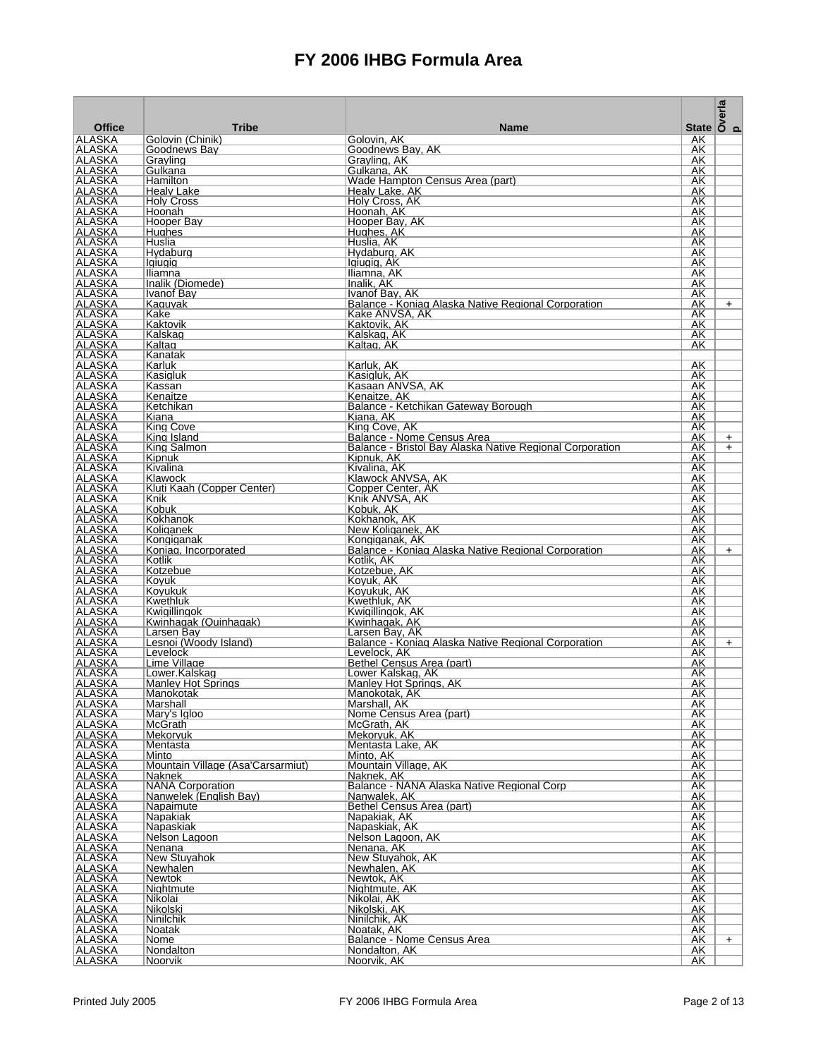# FY 2006 IHBG Formula Area

| Office | Tribe | Name | State | Overlap |
|---|---|---|---|---|
| ALASKA | Golovin (Chinik) | Golovin, AK | AK | |
| ALASKA | Goodnews Bay | Goodnews Bay, AK | AK | |
| ALASKA | Grayling | Grayling, AK | AK | |
| ALASKA | Gulkana | Gulkana, AK | AK | |
| ALASKA | Hamilton | Wade Hampton Census Area (part) | AK | |
| ALASKA | Healy Lake | Healy Lake, AK | AK | |
| ALASKA | Holy Cross | Holy Cross, AK | AK | |
| ALASKA | Hoonah | Hoonah, AK | AK | |
| ALASKA | Hooper Bay | Hooper Bay, AK | AK | |
| ALASKA | Hughes | Hughes, AK | AK | |
| ALASKA | Huslia | Huslia, AK | AK | |
| ALASKA | Hydaburg | Hydaburg, AK | AK | |
| ALASKA | Igiugig | Igiugig, AK | AK | |
| ALASKA | Iliamna | Iliamna, AK | AK | |
| ALASKA | Inalik (Diomede) | Inalik, AK | AK | |
| ALASKA | Ivanof Bay | Ivanof Bay, AK | AK | |
| ALASKA | Kaguyak | Balance - Koniag Alaska Native Regional Corporation | AK | + |
| ALASKA | Kake | Kake ANVSA, AK | AK | |
| ALASKA | Kaktovik | Kaktovik, AK | AK | |
| ALASKA | Kalskag | Kalskag, AK | AK | |
| ALASKA | Kaltag | Kaltag, AK | AK | |
| ALASKA | Kanatak | | | |
| ALASKA | Karluk | Karluk, AK | AK | |
| ALASKA | Kasigluk | Kasigluk, AK | AK | |
| ALASKA | Kassan | Kasaan ANVSA, AK | AK | |
| ALASKA | Kenaitze | Kenaitze, AK | AK | |
| ALASKA | Ketchikan | Balance - Ketchikan Gateway Borough | AK | |
| ALASKA | Kiana | Kiana, AK | AK | |
| ALASKA | King Cove | King Cove, AK | AK | |
| ALASKA | King Island | Balance - Nome Census Area | AK | + |
| ALASKA | King Salmon | Balance - Bristol Bay Alaska Native Regional Corporation | AK | + |
| ALASKA | Kipnuk | Kipnuk, AK | AK | |
| ALASKA | Kivalina | Kivalina, AK | AK | |
| ALASKA | Klawock | Klawock ANVSA, AK | AK | |
| ALASKA | Kluti Kaah (Copper Center) | Copper Center, AK | AK | |
| ALASKA | Knik | Knik ANVSA, AK | AK | |
| ALASKA | Kobuk | Kobuk, AK | AK | |
| ALASKA | Kokhanok | Kokhanok, AK | AK | |
| ALASKA | Koliganek | New Koliganek, AK | AK | |
| ALASKA | Kongiganak | Kongiganak, AK | AK | |
| ALASKA | Koniag, Incorporated | Balance - Koniag Alaska Native Regional Corporation | AK | + |
| ALASKA | Kotlik | Kotlik, AK | AK | |
| ALASKA | Kotzebue | Kotzebue, AK | AK | |
| ALASKA | Koyuk | Koyuk, AK | AK | |
| ALASKA | Koyukuk | Koyukuk, AK | AK | |
| ALASKA | Kwethluk | Kwethluk, AK | AK | |
| ALASKA | Kwigillingok | Kwigillingok, AK | AK | |
| ALASKA | Kwinhagak (Quinhagak) | Kwinhagak, AK | AK | |
| ALASKA | Larsen Bay | Larsen Bay, AK | AK | |
| ALASKA | Lesnoi (Woody Island) | Balance - Koniag Alaska Native Regional Corporation | AK | + |
| ALASKA | Levelock | Levelock, AK | AK | |
| ALASKA | Lime Village | Bethel Census Area (part) | AK | |
| ALASKA | Lower.Kalskag | Lower Kalskag, AK | AK | |
| ALASKA | Manley Hot Springs | Manley Hot Springs, AK | AK | |
| ALASKA | Manokotak | Manokotak, AK | AK | |
| ALASKA | Marshall | Marshall, AK | AK | |
| ALASKA | Mary's Igloo | Nome Census Area (part) | AK | |
| ALASKA | McGrath | McGrath, AK | AK | |
| ALASKA | Mekoryuk | Mekoryuk, AK | AK | |
| ALASKA | Mentasta | Mentasta Lake, AK | AK | |
| ALASKA | Minto | Minto, AK | AK | |
| ALASKA | Mountain Village (Asa'Carsarmiut) | Mountain Village, AK | AK | |
| ALASKA | Naknek | Naknek, AK | AK | |
| ALASKA | NANA Corporation | Balance - NANA Alaska Native Regional Corp | AK | |
| ALASKA | Nanwelek (English Bay) | Nanwalek, AK | AK | |
| ALASKA | Napaimute | Bethel Census Area (part) | AK | |
| ALASKA | Napakiak | Napakiak, AK | AK | |
| ALASKA | Napaskiak | Napaskiak, AK | AK | |
| ALASKA | Nelson Lagoon | Nelson Lagoon, AK | AK | |
| ALASKA | Nenana | Nenana, AK | AK | |
| ALASKA | New Stuyahok | New Stuyahok, AK | AK | |
| ALASKA | Newhalen | Newhalen, AK | AK | |
| ALASKA | Newtok | Newtok, AK | AK | |
| ALASKA | Nightmute | Nightmute, AK | AK | |
| ALASKA | Nikolai | Nikolai, AK | AK | |
| ALASKA | Nikolski | Nikolski, AK | AK | |
| ALASKA | Ninilchik | Ninilchik, AK | AK | |
| ALASKA | Noatak | Noatak, AK | AK | |
| ALASKA | Nome | Balance - Nome Census Area | AK | + |
| ALASKA | Nondalton | Nondalton, AK | AK | |
| ALASKA | Noorvik | Noorvik, AK | AK | |

Printed July 2005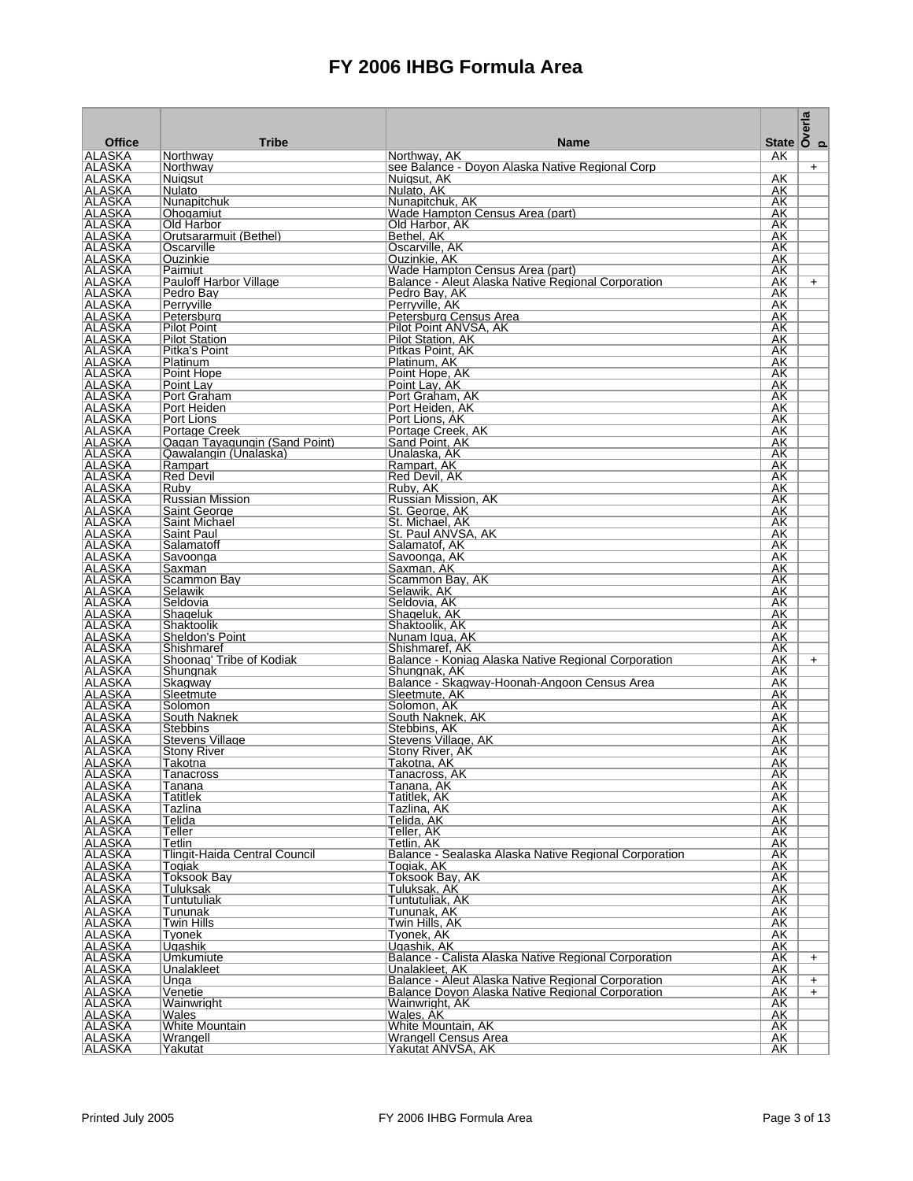# FY 2006 IHBG Formula Area

| Office | Tribe | Name | State | Overlap |
|---|---|---|---|---|
| ALASKA | Northway | Northway, AK | AK | |
| ALASKA | Northway | see Balance - Doyon Alaska Native Regional Corp | | + |
| ALASKA | Nuiqsut | Nuiqsut, AK | AK | |
| ALASKA | Nulato | Nulato, AK | AK | |
| ALASKA | Nunapitchuk | Nunapitchuk, AK | AK | |
| ALASKA | Ohogamiut | Wade Hampton Census Area (part) | AK | |
| ALASKA | Old Harbor | Old Harbor, AK | AK | |
| ALASKA | Orutsararmuit (Bethel) | Bethel, AK | AK | |
| ALASKA | Oscarville | Oscarville, AK | AK | |
| ALASKA | Ouzinkie | Ouzinkie, AK | AK | |
| ALASKA | Paimiut | Wade Hampton Census Area (part) | AK | |
| ALASKA | Pauloff Harbor Village | Balance - Aleut Alaska Native Regional Corporation | AK | + |
| ALASKA | Pedro Bay | Pedro Bay, AK | AK | |
| ALASKA | Perryville | Perryville, AK | AK | |
| ALASKA | Petersburg | Petersburg Census Area | AK | |
| ALASKA | Pilot Point | Pilot Point ANVSA, AK | AK | |
| ALASKA | Pilot Station | Pilot Station, AK | AK | |
| ALASKA | Pitka's Point | Pitkas Point, AK | AK | |
| ALASKA | Platinum | Platinum, AK | AK | |
| ALASKA | Point Hope | Point Hope, AK | AK | |
| ALASKA | Point Lay | Point Lay, AK | AK | |
| ALASKA | Port Graham | Port Graham, AK | AK | |
| ALASKA | Port Heiden | Port Heiden, AK | AK | |
| ALASKA | Port Lions | Port Lions, AK | AK | |
| ALASKA | Portage Creek | Portage Creek, AK | AK | |
| ALASKA | Qagan Tayagungin (Sand Point) | Sand Point, AK | AK | |
| ALASKA | Qawalangin (Unalaska) | Unalaska, AK | AK | |
| ALASKA | Rampart | Rampart, AK | AK | |
| ALASKA | Red Devil | Red Devil, AK | AK | |
| ALASKA | Ruby | Ruby, AK | AK | |
| ALASKA | Russian Mission | Russian Mission, AK | AK | |
| ALASKA | Saint George | St. George, AK | AK | |
| ALASKA | Saint Michael | St. Michael, AK | AK | |
| ALASKA | Saint Paul | St. Paul ANVSA, AK | AK | |
| ALASKA | Salamatoff | Salamatof, AK | AK | |
| ALASKA | Savoonga | Savoonga, AK | AK | |
| ALASKA | Saxman | Saxman, AK | AK | |
| ALASKA | Scammon Bay | Scammon Bay, AK | AK | |
| ALASKA | Selawik | Selawik, AK | AK | |
| ALASKA | Seldovia | Seldovia, AK | AK | |
| ALASKA | Shageluk | Shageluk, AK | AK | |
| ALASKA | Shaktoolik | Shaktoolik, AK | AK | |
| ALASKA | Sheldon's Point | Nunam Iqua, AK | AK | |
| ALASKA | Shishmaref | Shishmaref, AK | AK | |
| ALASKA | Shoonaq' Tribe of Kodiak | Balance - Koniag Alaska Native Regional Corporation | AK | + |
| ALASKA | Shungnak | Shungnak, AK | AK | |
| ALASKA | Skagway | Balance - Skagway-Hoonah-Angoon Census Area | AK | |
| ALASKA | Sleetmute | Sleetmute, AK | AK | |
| ALASKA | Solomon | Solomon, AK | AK | |
| ALASKA | South Naknek | South Naknek, AK | AK | |
| ALASKA | Stebbins | Stebbins, AK | AK | |
| ALASKA | Stevens Village | Stevens Village, AK | AK | |
| ALASKA | Stony River | Stony River, AK | AK | |
| ALASKA | Takotna | Takotna, AK | AK | |
| ALASKA | Tanacross | Tanacross, AK | AK | |
| ALASKA | Tanana | Tanana, AK | AK | |
| ALASKA | Tatitlek | Tatitlek, AK | AK | |
| ALASKA | Tazlina | Tazlina, AK | AK | |
| ALASKA | Telida | Telida, AK | AK | |
| ALASKA | Teller | Teller, AK | AK | |
| ALASKA | Tetlin | Tetlin, AK | AK | |
| ALASKA | Tlingit-Haida Central Council | Balance - Sealaska Alaska Native Regional Corporation | AK | |
| ALASKA | Togiak | Togiak, AK | AK | |
| ALASKA | Toksook Bay | Toksook Bay, AK | AK | |
| ALASKA | Tuluksak | Tuluksak, AK | AK | |
| ALASKA | Tuntutuliak | Tuntutuliak, AK | AK | |
| ALASKA | Tununak | Tununak, AK | AK | |
| ALASKA | Twin Hills | Twin Hills, AK | AK | |
| ALASKA | Tyonek | Tyonek, AK | AK | |
| ALASKA | Ugashik | Ugashik, AK | AK | |
| ALASKA | Umkumiute | Balance - Calista Alaska Native Regional Corporation | AK | + |
| ALASKA | Unalakleet | Unalakleet, AK | AK | |
| ALASKA | Unga | Balance - Aleut Alaska Native Regional Corporation | AK | + |
| ALASKA | Venetie | Balance Doyon Alaska Native Regional Corporation | AK | + |
| ALASKA | Wainwright | Wainwright, AK | AK | |
| ALASKA | Wales | Wales, AK | AK | |
| ALASKA | White Mountain | White Mountain, AK | AK | |
| ALASKA | Wrangell | Wrangell Census Area | AK | |
| ALASKA | Yakutat | Yakutat ANVSA, AK | AK | |

Printed July 2005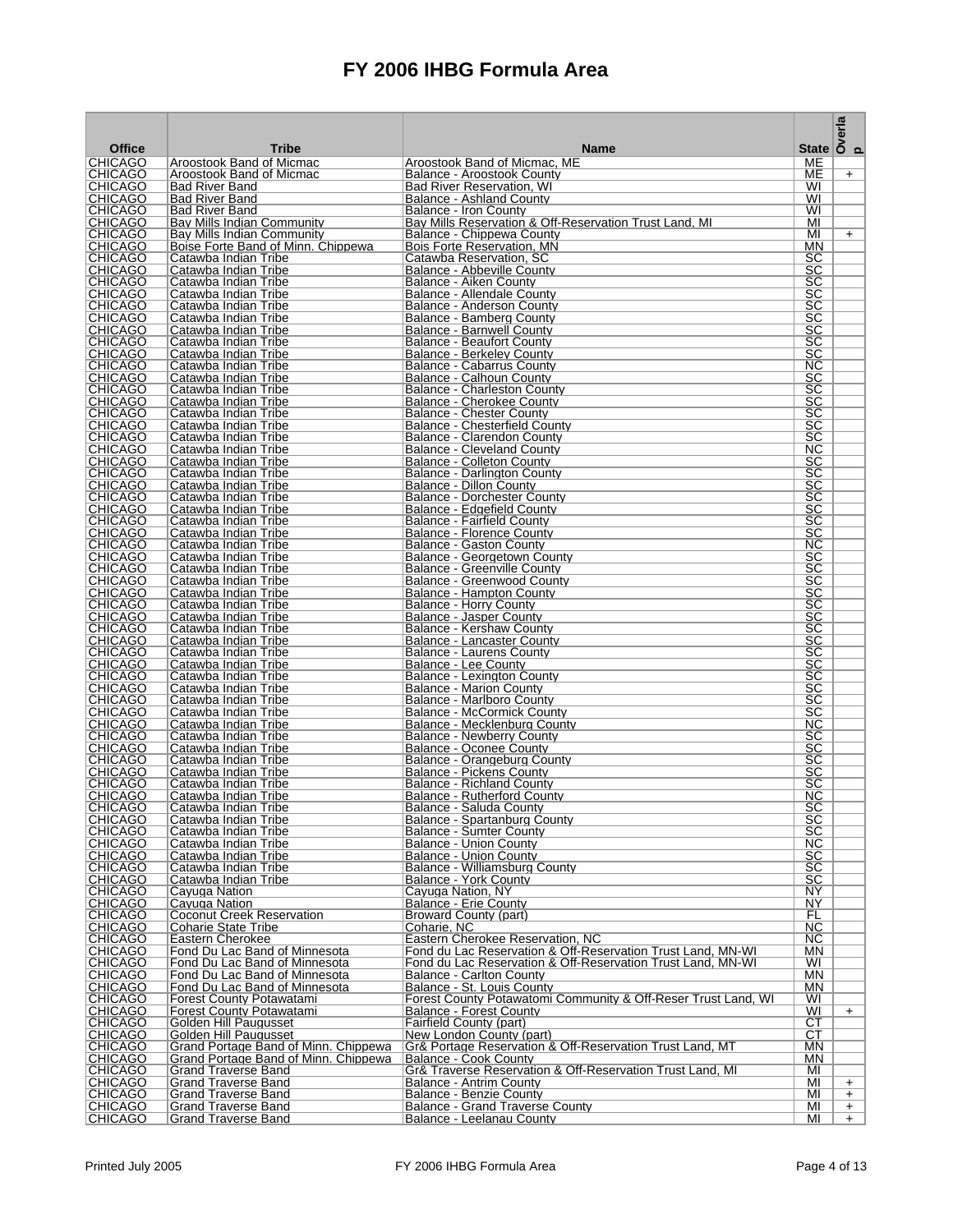# FY 2006 IHBG Formula Area

| Office | Tribe | Name | State | Overlap |
|---|---|---|---|---|
| CHICAGO | Aroostook Band of Micmac | Aroostook Band of Micmac, ME | ME | |
| CHICAGO | Aroostook Band of Micmac | Balance - Aroostook County | ME | + |
| CHICAGO | Bad River Band | Bad River Reservation, WI | WI | |
| CHICAGO | Bad River Band | Balance - Ashland County | WI | |
| CHICAGO | Bad River Band | Balance - Iron County | WI | |
| CHICAGO | Bay Mills Indian Community | Bay Mills Reservation & Off-Reservation Trust Land, MI | MI | |
| CHICAGO | Bay Mills Indian Community | Balance - Chippewa County | MI | + |
| CHICAGO | Boise Forte Band of Minn. Chippewa | Bois Forte Reservation, MN | MN | |
| CHICAGO | Catawba Indian Tribe | Catawba Reservation, SC | SC | |
| CHICAGO | Catawba Indian Tribe | Balance - Abbeville County | SC | |
| CHICAGO | Catawba Indian Tribe | Balance - Aiken County | SC | |
| CHICAGO | Catawba Indian Tribe | Balance - Allendale County | SC | |
| CHICAGO | Catawba Indian Tribe | Balance - Anderson County | SC | |
| CHICAGO | Catawba Indian Tribe | Balance - Bamberg County | SC | |
| CHICAGO | Catawba Indian Tribe | Balance - Barnwell County | SC | |
| CHICAGO | Catawba Indian Tribe | Balance - Beaufort County | SC | |
| CHICAGO | Catawba Indian Tribe | Balance - Berkeley County | SC | |
| CHICAGO | Catawba Indian Tribe | Balance - Cabarrus County | NC | |
| CHICAGO | Catawba Indian Tribe | Balance - Calhoun County | SC | |
| CHICAGO | Catawba Indian Tribe | Balance - Charleston County | SC | |
| CHICAGO | Catawba Indian Tribe | Balance - Cherokee County | SC | |
| CHICAGO | Catawba Indian Tribe | Balance - Chester County | SC | |
| CHICAGO | Catawba Indian Tribe | Balance - Chesterfield County | SC | |
| CHICAGO | Catawba Indian Tribe | Balance - Clarendon County | SC | |
| CHICAGO | Catawba Indian Tribe | Balance - Cleveland County | NC | |
| CHICAGO | Catawba Indian Tribe | Balance - Colleton County | SC | |
| CHICAGO | Catawba Indian Tribe | Balance - Darlington County | SC | |
| CHICAGO | Catawba Indian Tribe | Balance - Dillon County | SC | |
| CHICAGO | Catawba Indian Tribe | Balance - Dorchester County | SC | |
| CHICAGO | Catawba Indian Tribe | Balance - Edgefield County | SC | |
| CHICAGO | Catawba Indian Tribe | Balance - Fairfield County | SC | |
| CHICAGO | Catawba Indian Tribe | Balance - Florence County | SC | |
| CHICAGO | Catawba Indian Tribe | Balance - Gaston County | NC | |
| CHICAGO | Catawba Indian Tribe | Balance - Georgetown County | SC | |
| CHICAGO | Catawba Indian Tribe | Balance - Greenville County | SC | |
| CHICAGO | Catawba Indian Tribe | Balance - Greenwood County | SC | |
| CHICAGO | Catawba Indian Tribe | Balance - Hampton County | SC | |
| CHICAGO | Catawba Indian Tribe | Balance - Horry County | SC | |
| CHICAGO | Catawba Indian Tribe | Balance - Jasper County | SC | |
| CHICAGO | Catawba Indian Tribe | Balance - Kershaw County | SC | |
| CHICAGO | Catawba Indian Tribe | Balance - Lancaster County | SC | |
| CHICAGO | Catawba Indian Tribe | Balance - Laurens County | SC | |
| CHICAGO | Catawba Indian Tribe | Balance - Lee County | SC | |
| CHICAGO | Catawba Indian Tribe | Balance - Lexington County | SC | |
| CHICAGO | Catawba Indian Tribe | Balance - Marion County | SC | |
| CHICAGO | Catawba Indian Tribe | Balance - Marlboro County | SC | |
| CHICAGO | Catawba Indian Tribe | Balance - McCormick County | SC | |
| CHICAGO | Catawba Indian Tribe | Balance - Mecklenburg County | NC | |
| CHICAGO | Catawba Indian Tribe | Balance - Newberry County | SC | |
| CHICAGO | Catawba Indian Tribe | Balance - Oconee County | SC | |
| CHICAGO | Catawba Indian Tribe | Balance - Orangeburg County | SC | |
| CHICAGO | Catawba Indian Tribe | Balance - Pickens County | SC | |
| CHICAGO | Catawba Indian Tribe | Balance - Richland County | SC | |
| CHICAGO | Catawba Indian Tribe | Balance - Rutherford County | NC | |
| CHICAGO | Catawba Indian Tribe | Balance - Saluda County | SC | |
| CHICAGO | Catawba Indian Tribe | Balance - Spartanburg County | SC | |
| CHICAGO | Catawba Indian Tribe | Balance - Sumter County | SC | |
| CHICAGO | Catawba Indian Tribe | Balance - Union County | NC | |
| CHICAGO | Catawba Indian Tribe | Balance - Union County | SC | |
| CHICAGO | Catawba Indian Tribe | Balance - Williamsburg County | SC | |
| CHICAGO | Catawba Indian Tribe | Balance - York County | SC | |
| CHICAGO | Cayuga Nation | Cayuga Nation, NY | NY | |
| CHICAGO | Cayuga Nation | Balance - Erie County | NY | |
| CHICAGO | Coconut Creek Reservation | Broward County (part) | FL | |
| CHICAGO | Coharie State Tribe | Coharie, NC | NC | |
| CHICAGO | Eastern Cherokee | Eastern Cherokee Reservation, NC | NC | |
| CHICAGO | Fond Du Lac Band of Minnesota | Fond du Lac Reservation & Off-Reservation Trust Land, MN-WI | MN | |
| CHICAGO | Fond Du Lac Band of Minnesota | Fond du Lac Reservation & Off-Reservation Trust Land, MN-WI | WI | |
| CHICAGO | Fond Du Lac Band of Minnesota | Balance - Carlton County | MN | |
| CHICAGO | Fond Du Lac Band of Minnesota | Balance - St. Louis County | MN | |
| CHICAGO | Forest County Potawatami | Forest County Potawatomi Community & Off-Reser Trust Land, WI | WI | |
| CHICAGO | Forest County Potawatami | Balance - Forest County | WI | + |
| CHICAGO | Golden Hill Paugusset | Fairfield County (part) | CT | |
| CHICAGO | Golden Hill Paugusset | New London County (part) | CT | |
| CHICAGO | Grand Portage Band of Minn. Chippewa | Gr& Portage Reservation & Off-Reservation Trust Land, MT | MN | |
| CHICAGO | Grand Portage Band of Minn. Chippewa | Balance - Cook County | MN | |
| CHICAGO | Grand Traverse Band | Gr& Traverse Reservation & Off-Reservation Trust Land, MI | MI | |
| CHICAGO | Grand Traverse Band | Balance - Antrim County | MI | + |
| CHICAGO | Grand Traverse Band | Balance - Benzie County | MI | + |
| CHICAGO | Grand Traverse Band | Balance - Grand Traverse County | MI | + |
| CHICAGO | Grand Traverse Band | Balance - Leelanau County | MI | + |

Printed July 2005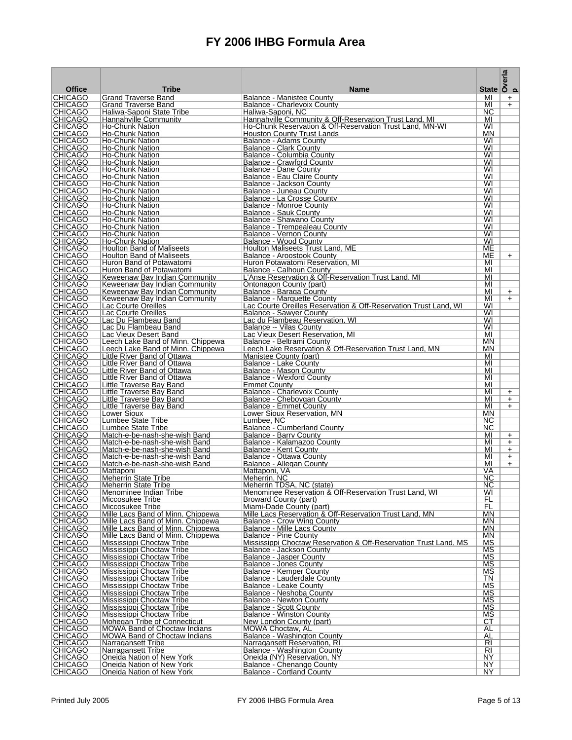# FY 2006 IHBG Formula Area

| Office | Tribe | Name | State | Overlap |
|---|---|---|---|---|
| CHICAGO | Grand Traverse Band | Balance - Manistee County | MI | + |
| CHICAGO | Grand Traverse Band | Balance - Charlevoix County | MI | + |
| CHICAGO | Haliwa-Saponi State Tribe | Haliwa-Saponi, NC | NC | |
| CHICAGO | Hannahville Community | Hannahville Community & Off-Reservation Trust Land, MI | MI | |
| CHICAGO | Ho-Chunk Nation | Ho-Chunk Reservation & Off-Reservation Trust Land, MN-WI | WI | |
| CHICAGO | Ho-Chunk Nation | Houston County Trust Lands | MN | |
| CHICAGO | Ho-Chunk Nation | Balance - Adams County | WI | |
| CHICAGO | Ho-Chunk Nation | Balance - Clark County | WI | |
| CHICAGO | Ho-Chunk Nation | Balance - Columbia County | WI | |
| CHICAGO | Ho-Chunk Nation | Balance - Crawford County | WI | |
| CHICAGO | Ho-Chunk Nation | Balance - Dane County | WI | |
| CHICAGO | Ho-Chunk Nation | Balance - Eau Claire County | WI | |
| CHICAGO | Ho-Chunk Nation | Balance - Jackson County | WI | |
| CHICAGO | Ho-Chunk Nation | Balance - Juneau County | WI | |
| CHICAGO | Ho-Chunk Nation | Balance - La Crosse County | WI | |
| CHICAGO | Ho-Chunk Nation | Balance - Monroe County | WI | |
| CHICAGO | Ho-Chunk Nation | Balance - Sauk County | WI | |
| CHICAGO | Ho-Chunk Nation | Balance - Shawano County | WI | |
| CHICAGO | Ho-Chunk Nation | Balance - Trempealeau County | WI | |
| CHICAGO | Ho-Chunk Nation | Balance - Vernon County | WI | |
| CHICAGO | Ho-Chunk Nation | Balance - Wood County | WI | |
| CHICAGO | Houlton Band of Maliseets | Houlton Maliseets Trust Land, ME | ME | |
| CHICAGO | Houlton Band of Maliseets | Balance - Aroostook County | ME | + |
| CHICAGO | Huron Band of Potawatomi | Huron Potawatomi Reservation, MI | MI | |
| CHICAGO | Huron Band of Potawatomi | Balance - Calhoun County | MI | |
| CHICAGO | Keweenaw Bay Indian Community | L'Anse Reservation & Off-Reservation Trust Land, MI | MI | |
| CHICAGO | Keweenaw Bay Indian Community | Ontonagon County (part) | MI | |
| CHICAGO | Keweenaw Bay Indian Community | Balance - Baraga County | MI | + |
| CHICAGO | Keweenaw Bay Indian Community | Balance - Marquette County | MI | + |
| CHICAGO | Lac Courte Oreilles | Lac Courte Oreilles Reservation & Off-Reservation Trust Land, WI | WI | |
| CHICAGO | Lac Courte Oreilles | Balance - Sawyer County | WI | |
| CHICAGO | Lac Du Flambeau Band | Lac du Flambeau Reservation, WI | WI | |
| CHICAGO | Lac Du Flambeau Band | Balance -- Vilas County | WI | |
| CHICAGO | Lac Vieux Desert Band | Lac Vieux Desert Reservation, MI | MI | |
| CHICAGO | Leech Lake Band of Minn. Chippewa | Balance - Beltrami County | MN | |
| CHICAGO | Leech Lake Band of Minn. Chippewa | Leech Lake Reservation & Off-Reservation Trust Land, MN | MN | |
| CHICAGO | Little River Band of Ottawa | Manistee County (part) | MI | |
| CHICAGO | Little River Band of Ottawa | Balance - Lake County | MI | |
| CHICAGO | Little River Band of Ottawa | Balance - Mason County | MI | |
| CHICAGO | Little River Band of Ottawa | Balance - Wexford County | MI | |
| CHICAGO | Little Traverse Bay Band | Emmet County | MI | |
| CHICAGO | Little Traverse Bay Band | Balance - Charlevoix County | MI | + |
| CHICAGO | Little Traverse Bay Band | Balance - Cheboygan County | MI | + |
| CHICAGO | Little Traverse Bay Band | Balance - Emmet County | MI | + |
| CHICAGO | Lower Sioux | Lower Sioux Reservation, MN | MN | |
| CHICAGO | Lumbee State Tribe | Lumbee, NC | NC | |
| CHICAGO | Lumbee State Tribe | Balance - Cumberland County | NC | |
| CHICAGO | Match-e-be-nash-she-wish Band | Balance - Barry County | MI | + |
| CHICAGO | Match-e-be-nash-she-wish Band | Balance - Kalamazoo County | MI | + |
| CHICAGO | Match-e-be-nash-she-wish Band | Balance - Kent County | MI | + |
| CHICAGO | Match-e-be-nash-she-wish Band | Balance - Ottawa County | MI | + |
| CHICAGO | Match-e-be-nash-she-wish Band | Balance - Allegan County | MI | + |
| CHICAGO | Mattaponi | Mattaponi, VA | VA | |
| CHICAGO | Meherrin State Tribe | Meherrin, NC | NC | |
| CHICAGO | Meherrin State Tribe | Meherrin TDSA, NC (state) | NC | |
| CHICAGO | Menominee Indian Tribe | Menominee Reservation & Off-Reservation Trust Land, WI | WI | |
| CHICAGO | Miccosukee Tribe | Broward County (part) | FL | |
| CHICAGO | Miccosukee Tribe | Miami-Dade County (part) | FL | |
| CHICAGO | Mille Lacs Band of Minn. Chippewa | Mille Lacs Reservation & Off-Reservation Trust Land, MN | MN | |
| CHICAGO | Mille Lacs Band of Minn. Chippewa | Balance - Crow Wing County | MN | |
| CHICAGO | Mille Lacs Band of Minn. Chippewa | Balance - Mille Lacs County | MN | |
| CHICAGO | Mille Lacs Band of Minn. Chippewa | Balance - Pine County | MN | |
| CHICAGO | Mississippi Choctaw Tribe | Mississippi Choctaw Reservation & Off-Reservation Trust Land, MS | MS | |
| CHICAGO | Mississippi Choctaw Tribe | Balance - Jackson County | MS | |
| CHICAGO | Mississippi Choctaw Tribe | Balance - Jasper County | MS | |
| CHICAGO | Mississippi Choctaw Tribe | Balance - Jones County | MS | |
| CHICAGO | Mississippi Choctaw Tribe | Balance - Kemper County | MS | |
| CHICAGO | Mississippi Choctaw Tribe | Balance - Lauderdale County | TN | |
| CHICAGO | Mississippi Choctaw Tribe | Balance - Leake County | MS | |
| CHICAGO | Mississippi Choctaw Tribe | Balance - Neshoba County | MS | |
| CHICAGO | Mississippi Choctaw Tribe | Balance - Newton County | MS | |
| CHICAGO | Mississippi Choctaw Tribe | Balance - Scott County | MS | |
| CHICAGO | Mississippi Choctaw Tribe | Balance - Winston County | MS | |
| CHICAGO | Mohegan Tribe of Connecticut | New London County (part) | CT | |
| CHICAGO | MOWA Band of Choctaw Indians | MOWA Choctaw, AL | AL | |
| CHICAGO | MOWA Band of Choctaw Indians | Balance - Washington County | AL | |
| CHICAGO | Narragansett Tribe | Narragansett Reservation, RI | RI | |
| CHICAGO | Narragansett Tribe | Balance - Washington County | RI | |
| CHICAGO | Oneida Nation of New York | Oneida (NY) Reservation, NY | NY | |
| CHICAGO | Oneida Nation of New York | Balance - Chenango County | NY | |
| CHICAGO | Oneida Nation of New York | Balance - Cortland County | NY | |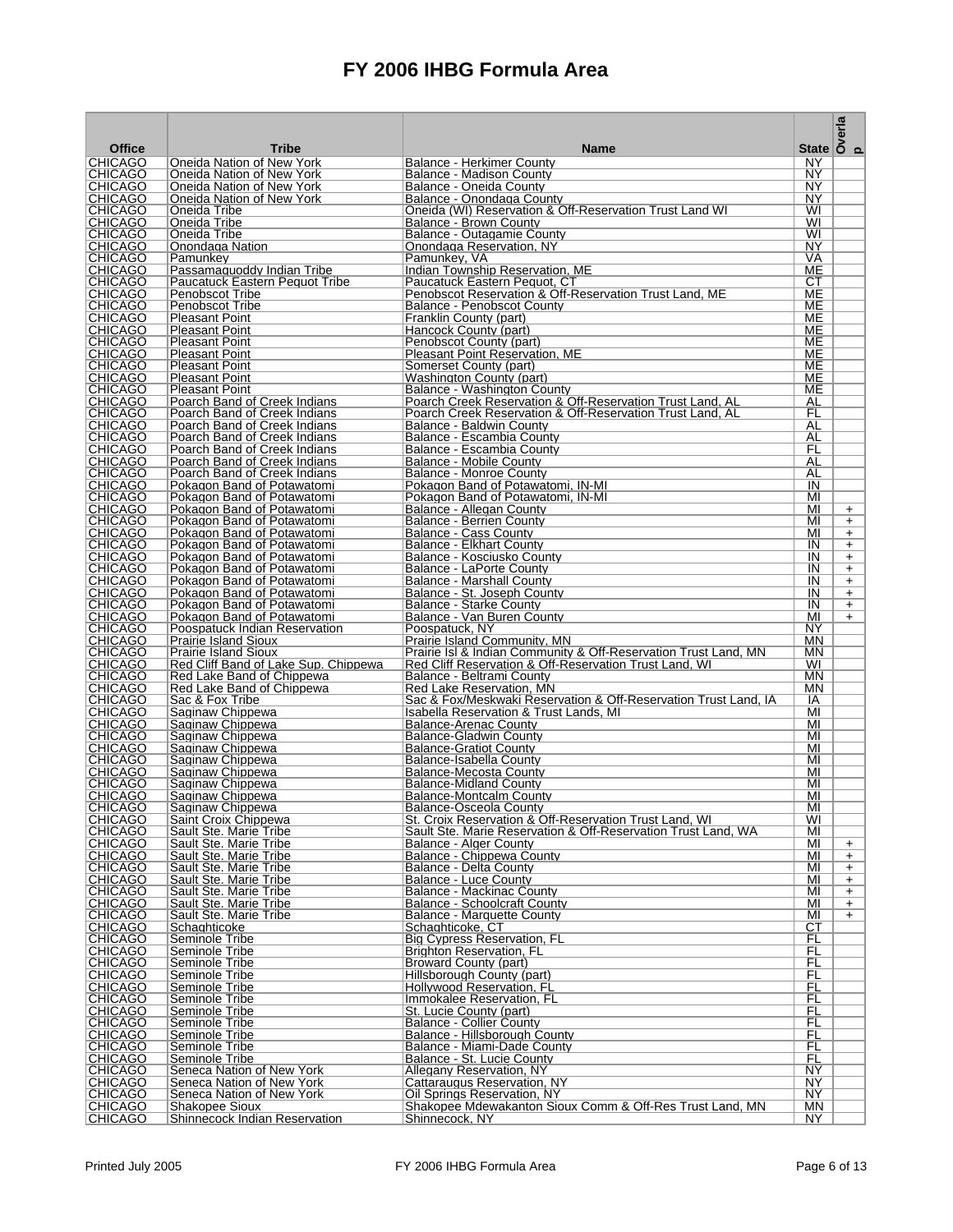# FY 2006 IHBG Formula Area

| Office | Tribe | Name | State | Overlap |
|---|---|---|---|---|
| CHICAGO | Oneida Nation of New York | Balance - Herkimer County | NY | |
| CHICAGO | Oneida Nation of New York | Balance - Madison County | NY | |
| CHICAGO | Oneida Nation of New York | Balance - Oneida County | NY | |
| CHICAGO | Oneida Nation of New York | Balance - Onondaga County | NY | |
| CHICAGO | Oneida Tribe | Oneida (WI) Reservation & Off-Reservation Trust Land WI | WI | |
| CHICAGO | Oneida Tribe | Balance - Brown County | WI | |
| CHICAGO | Oneida Tribe | Balance - Outagamie County | WI | |
| CHICAGO | Onondaga Nation | Onondaga Reservation, NY | NY | |
| CHICAGO | Pamunkey | Pamunkey, VA | VA | |
| CHICAGO | Passamaquoddy Indian Tribe | Indian Township Reservation, ME | ME | |
| CHICAGO | Paucatuck Eastern Pequot Tribe | Paucatuck Eastern Pequot, CT | CT | |
| CHICAGO | Penobscot Tribe | Penobscot Reservation & Off-Reservation Trust Land, ME | ME | |
| CHICAGO | Penobscot Tribe | Balance - Penobscot County | ME | |
| CHICAGO | Pleasant Point | Franklin County (part) | ME | |
| CHICAGO | Pleasant Point | Hancock County (part) | ME | |
| CHICAGO | Pleasant Point | Penobscot County (part) | ME | |
| CHICAGO | Pleasant Point | Pleasant Point Reservation, ME | ME | |
| CHICAGO | Pleasant Point | Somerset County (part) | ME | |
| CHICAGO | Pleasant Point | Washington County (part) | ME | |
| CHICAGO | Pleasant Point | Balance - Washington County | ME | |
| CHICAGO | Poarch Band of Creek Indians | Poarch Creek Reservation & Off-Reservation Trust Land, AL | AL | |
| CHICAGO | Poarch Band of Creek Indians | Poarch Creek Reservation & Off-Reservation Trust Land, AL | FL | |
| CHICAGO | Poarch Band of Creek Indians | Balance - Baldwin County | AL | |
| CHICAGO | Poarch Band of Creek Indians | Balance - Escambia County | AL | |
| CHICAGO | Poarch Band of Creek Indians | Balance - Escambia County | FL | |
| CHICAGO | Poarch Band of Creek Indians | Balance - Mobile County | AL | |
| CHICAGO | Poarch Band of Creek Indians | Balance - Monroe County | AL | |
| CHICAGO | Pokagon Band of Potawatomi | Pokagon Band of Potawatomi, IN-MI | IN | |
| CHICAGO | Pokagon Band of Potawatomi | Pokagon Band of Potawatomi, IN-MI | MI | |
| CHICAGO | Pokagon Band of Potawatomi | Balance - Allegan County | MI | + |
| CHICAGO | Pokagon Band of Potawatomi | Balance - Berrien County | MI | + |
| CHICAGO | Pokagon Band of Potawatomi | Balance - Cass County | MI | + |
| CHICAGO | Pokagon Band of Potawatomi | Balance - Elkhart County | IN | + |
| CHICAGO | Pokagon Band of Potawatomi | Balance - Kosciusko County | IN | + |
| CHICAGO | Pokagon Band of Potawatomi | Balance - LaPorte County | IN | + |
| CHICAGO | Pokagon Band of Potawatomi | Balance - Marshall County | IN | + |
| CHICAGO | Pokagon Band of Potawatomi | Balance - St. Joseph County | IN | + |
| CHICAGO | Pokagon Band of Potawatomi | Balance - Starke County | IN | + |
| CHICAGO | Pokagon Band of Potawatomi | Balance - Van Buren County | MI | + |
| CHICAGO | Poospatuck Indian Reservation | Poospatuck, NY | NY | |
| CHICAGO | Prairie Island Sioux | Prairie Island Community, MN | MN | |
| CHICAGO | Prairie Island Sioux | Prairie Isl & Indian Community & Off-Reservation Trust Land, MN | MN | |
| CHICAGO | Red Cliff Band of Lake Sup. Chippewa | Red Cliff Reservation & Off-Reservation Trust Land, WI | WI | |
| CHICAGO | Red Lake Band of Chippewa | Balance - Beltrami County | MN | |
| CHICAGO | Red Lake Band of Chippewa | Red Lake Reservation, MN | MN | |
| CHICAGO | Sac & Fox Tribe | Sac & Fox/Meskwaki Reservation & Off-Reservation Trust Land, IA | IA | |
| CHICAGO | Saginaw Chippewa | Isabella Reservation & Trust Lands, MI | MI | |
| CHICAGO | Saginaw Chippewa | Balance-Arenac County | MI | |
| CHICAGO | Saginaw Chippewa | Balance-Gladwin County | MI | |
| CHICAGO | Saginaw Chippewa | Balance-Gratiot County | MI | |
| CHICAGO | Saginaw Chippewa | Balance-Isabella County | MI | |
| CHICAGO | Saginaw Chippewa | Balance-Mecosta County | MI | |
| CHICAGO | Saginaw Chippewa | Balance-Midland County | MI | |
| CHICAGO | Saginaw Chippewa | Balance-Montcalm County | MI | |
| CHICAGO | Saginaw Chippewa | Balance-Osceola County | MI | |
| CHICAGO | Saint Croix Chippewa | St. Croix Reservation & Off-Reservation Trust Land, WI | WI | |
| CHICAGO | Sault Ste. Marie Tribe | Sault Ste. Marie Reservation & Off-Reservation Trust Land, WA | MI | |
| CHICAGO | Sault Ste. Marie Tribe | Balance - Alger County | MI | + |
| CHICAGO | Sault Ste. Marie Tribe | Balance - Chippewa County | MI | + |
| CHICAGO | Sault Ste. Marie Tribe | Balance - Delta County | MI | + |
| CHICAGO | Sault Ste. Marie Tribe | Balance - Luce County | MI | + |
| CHICAGO | Sault Ste. Marie Tribe | Balance - Mackinac County | MI | + |
| CHICAGO | Sault Ste. Marie Tribe | Balance - Schoolcraft County | MI | + |
| CHICAGO | Sault Ste. Marie Tribe | Balance - Marquette County | MI | + |
| CHICAGO | Schaghticoke | Schaghticoke, CT | CT | |
| CHICAGO | Seminole Tribe | Big Cypress Reservation, FL | FL | |
| CHICAGO | Seminole Tribe | Brighton Reservation, FL | FL | |
| CHICAGO | Seminole Tribe | Broward County (part) | FL | |
| CHICAGO | Seminole Tribe | Hillsborough County (part) | FL | |
| CHICAGO | Seminole Tribe | Hollywood Reservation, FL | FL | |
| CHICAGO | Seminole Tribe | Immokalee Reservation, FL | FL | |
| CHICAGO | Seminole Tribe | St. Lucie County (part) | FL | |
| CHICAGO | Seminole Tribe | Balance - Collier County | FL | |
| CHICAGO | Seminole Tribe | Balance - Hillsborough County | FL | |
| CHICAGO | Seminole Tribe | Balance - Miami-Dade County | FL | |
| CHICAGO | Seminole Tribe | Balance - St. Lucie County | FL | |
| CHICAGO | Seneca Nation of New York | Allegany Reservation, NY | NY | |
| CHICAGO | Seneca Nation of New York | Cattaraugus Reservation, NY | NY | |
| CHICAGO | Seneca Nation of New York | Oil Springs Reservation, NY | NY | |
| CHICAGO | Shakopee Sioux | Shakopee Mdewakanton Sioux Comm & Off-Res Trust Land, MN | MN | |
| CHICAGO | Shinnecock Indian Reservation | Shinnecock, NY | NY | |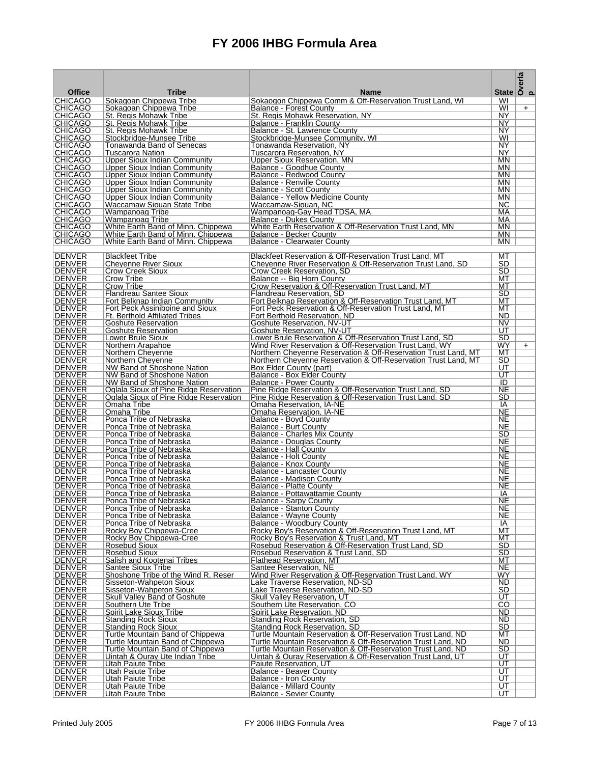# FY 2006 IHBG Formula Area

| Office | Tribe | Name | State | Overlap |
|---|---|---|---|---|
| CHICAGO | Sokagoan Chippewa Tribe | Sokaogon Chippewa Comm & Off-Reservation Trust Land, WI | WI | |
| CHICAGO | Sokagoan Chippewa Tribe | Balance - Forest County | WI | + |
| CHICAGO | St. Regis Mohawk Tribe | St. Regis Mohawk Reservation, NY | NY | |
| CHICAGO | St. Regis Mohawk Tribe | Balance - Franklin County | NY | |
| CHICAGO | St. Regis Mohawk Tribe | Balance - St. Lawrence County | NY | |
| CHICAGO | Stockbridge-Munsee Tribe | Stockbridge-Munsee Community, WI | WI | |
| CHICAGO | Tonawanda Band of Senecas | Tonawanda Reservation, NY | NY | |
| CHICAGO | Tuscarora Nation | Tuscarora Reservation, NY | NY | |
| CHICAGO | Upper Sioux Indian Community | Upper Sioux Reservation, MN | MN | |
| CHICAGO | Upper Sioux Indian Community | Balance - Goodhue County | MN | |
| CHICAGO | Upper Sioux Indian Community | Balance - Redwood County | MN | |
| CHICAGO | Upper Sioux Indian Community | Balance - Renville County | MN | |
| CHICAGO | Upper Sioux Indian Community | Balance - Scott County | MN | |
| CHICAGO | Upper Sioux Indian Community | Balance - Yellow Medicine County | MN | |
| CHICAGO | Waccamaw Siouan State Tribe | Waccamaw-Siouan, NC | NC | |
| CHICAGO | Wampanoag Tribe | Wampanoag-Gay Head TDSA, MA | MA | |
| CHICAGO | Wampanoag Tribe | Balance - Dukes County | MA | |
| CHICAGO | White Earth Band of Minn. Chippewa | White Earth Reservation & Off-Reservation Trust Land, MN | MN | |
| CHICAGO | White Earth Band of Minn. Chippewa | Balance - Becker County | MN | |
| CHICAGO | White Earth Band of Minn. Chippewa | Balance - Clearwater County | MN | |
| | | | | |
| DENVER | Blackfeet Tribe | Blackfeet Reservation & Off-Reservation Trust Land, MT | MT | |
| DENVER | Cheyenne River Sioux | Cheyenne River Reservation & Off-Reservation Trust Land, SD | SD | |
| DENVER | Crow Creek Sioux | Crow Creek Reservation, SD | SD | |
| DENVER | Crow Tribe | Balance -- Big Horn County | MT | |
| DENVER | Crow Tribe | Crow Reservation & Off-Reservation Trust Land, MT | MT | |
| DENVER | Flandreau Santee Sioux | Flandreau Reservation, SD | SD | |
| DENVER | Fort Belknap Indian Community | Fort Belknap Reservation & Off-Reservation Trust Land, MT | MT | |
| DENVER | Fort Peck Assiniboine and Sioux | Fort Peck Reservation & Off-Reservation Trust Land, MT | MT | |
| DENVER | Ft. Berthold Affiliated Tribes | Fort Berthold Reservation, ND | ND | |
| DENVER | Goshute Reservation | Goshute Reservation, NV-UT | NV | |
| DENVER | Goshute Reservation | Goshute Reservation, NV-UT | UT | |
| DENVER | Lower Brule Sioux | Lower Brule Reservation & Off-Reservation Trust Land, SD | SD | |
| DENVER | Northern Arapahoe | Wind River Reservation & Off-Reservation Trust Land, WY | WY | + |
| DENVER | Northern Cheyenne | Northern Cheyenne Reservation & Off-Reservation Trust Land, MT | MT | |
| DENVER | Northern Cheyenne | Northern Cheyenne Reservation & Off-Reservation Trust Land, MT | SD | |
| DENVER | NW Band of Shoshone Nation | Box Elder County (part) | UT | |
| DENVER | NW Band of Shoshone Nation | Balance - Box Elder County | UT | |
| DENVER | NW Band of Shoshone Nation | Balance - Power County | ID | |
| DENVER | Oglala Sioux of Pine Ridge Reservation | Pine Ridge Reservation & Off-Reservation Trust Land, SD | NE | |
| DENVER | Oglala Sioux of Pine Ridge Reservation | Pine Ridge Reservation & Off-Reservation Trust Land, SD | SD | |
| DENVER | Omaha Tribe | Omaha Reservation, IA-NE | IA | |
| DENVER | Omaha Tribe | Omaha Reservation, IA-NE | NE | |
| DENVER | Ponca Tribe of Nebraska | Balance - Boyd County | NE | |
| DENVER | Ponca Tribe of Nebraska | Balance - Burt County | NE | |
| DENVER | Ponca Tribe of Nebraska | Balance - Charles Mix County | SD | |
| DENVER | Ponca Tribe of Nebraska | Balance - Douglas County | NE | |
| DENVER | Ponca Tribe of Nebraska | Balance - Hall County | NE | |
| DENVER | Ponca Tribe of Nebraska | Balance - Holt County | NE | |
| DENVER | Ponca Tribe of Nebraska | Balance - Knox County | NE | |
| DENVER | Ponca Tribe of Nebraska | Balance - Lancaster County | NE | |
| DENVER | Ponca Tribe of Nebraska | Balance - Madison County | NE | |
| DENVER | Ponca Tribe of Nebraska | Balance - Platte County | NE | |
| DENVER | Ponca Tribe of Nebraska | Balance - Pottawattamie County | IA | |
| DENVER | Ponca Tribe of Nebraska | Balance - Sarpy County | NE | |
| DENVER | Ponca Tribe of Nebraska | Balance - Stanton County | NE | |
| DENVER | Ponca Tribe of Nebraska | Balance - Wayne County | NE | |
| DENVER | Ponca Tribe of Nebraska | Balance - Woodbury County | IA | |
| DENVER | Rocky Boy Chippewa-Cree | Rocky Boy's Reservation & Off-Reservation Trust Land, MT | MT | |
| DENVER | Rocky Boy Chippewa-Cree | Rocky Boy's Reservation & Trust Land, MT | MT | |
| DENVER | Rosebud Sioux | Rosebud Reservation & Off-Reservation Trust Land, SD | SD | |
| DENVER | Rosebud Sioux | Rosebud Reservation & Trust Land, SD | SD | |
| DENVER | Salish and Kootenai Tribes | Flathead Reservation, MT | MT | |
| DENVER | Santee Sioux Tribe | Santee Reservation, NE | NE | |
| DENVER | Shoshone Tribe of the Wind R. Reser | Wind River Reservation & Off-Reservation Trust Land, WY | WY | |
| DENVER | Sisseton-Wahpeton Sioux | Lake Traverse Reservation, ND-SD | ND | |
| DENVER | Sisseton-Wahpeton Sioux | Lake Traverse Reservation, ND-SD | SD | |
| DENVER | Skull Valley Band of Goshute | Skull Valley Reservation, UT | UT | |
| DENVER | Southern Ute Tribe | Southern Ute Reservation, CO | CO | |
| DENVER | Spirit Lake Sioux Tribe | Spirit Lake Reservation, ND | ND | |
| DENVER | Standing Rock Sioux | Standing Rock Reservation, SD | ND | |
| DENVER | Standing Rock Sioux | Standing Rock Reservation, SD | SD | |
| DENVER | Turtle Mountain Band of Chippewa | Turtle Mountain Reservation & Off-Reservation Trust Land, ND | MT | |
| DENVER | Turtle Mountain Band of Chippewa | Turtle Mountain Reservation & Off-Reservation Trust Land, ND | ND | |
| DENVER | Turtle Mountain Band of Chippewa | Turtle Mountain Reservation & Off-Reservation Trust Land, ND | SD | |
| DENVER | Uintah & Ouray Ute Indian Tribe | Uintah & Ouray Reservation & Off-Reservation Trust Land, UT | UT | |
| DENVER | Utah Paiute Tribe | Paiute Reservation, UT | UT | |
| DENVER | Utah Paiute Tribe | Balance - Beaver County | UT | |
| DENVER | Utah Paiute Tribe | Balance - Iron County | UT | |
| DENVER | Utah Paiute Tribe | Balance - Millard County | UT | |
| DENVER | Utah Paiute Tribe | Balance - Sevier County | UT | |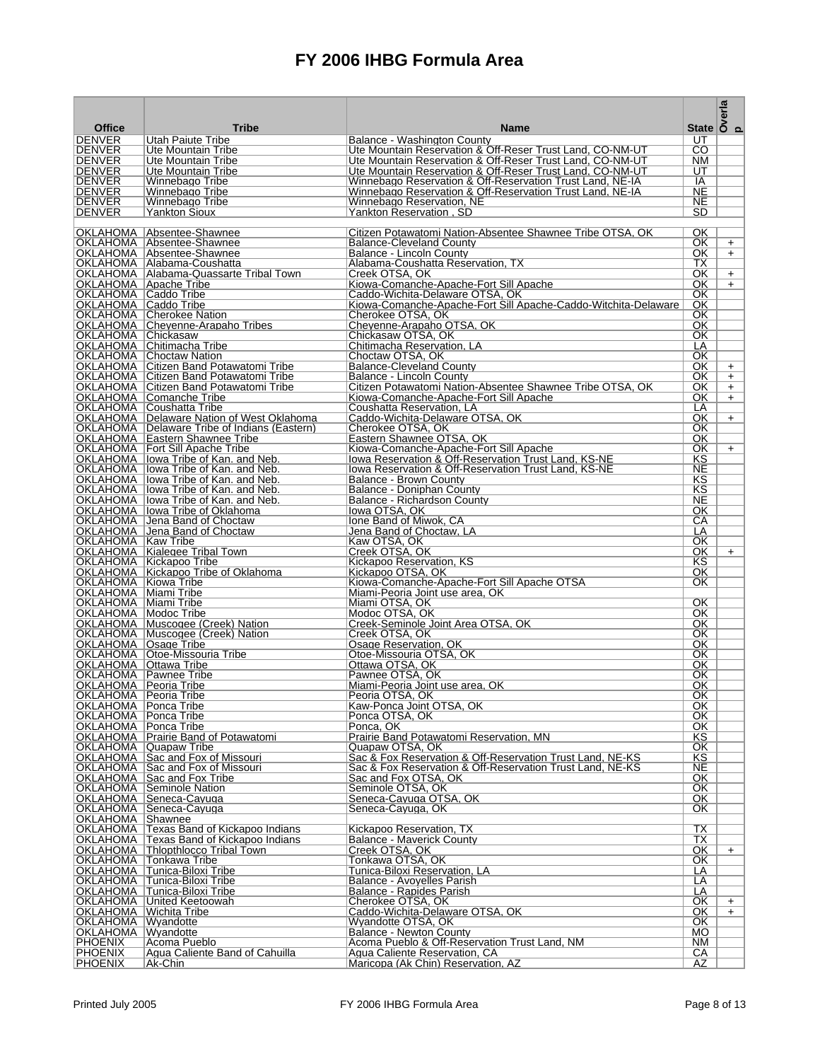# FY 2006 IHBG Formula Area

| Office | Tribe | Name | State | Overlap |
|---|---|---|---|---|
| DENVER | Utah Paiute Tribe | Balance - Washington County | UT | |
| DENVER | Ute Mountain Tribe | Ute Mountain Reservation & Off-Reser Trust Land, CO-NM-UT | CO | |
| DENVER | Ute Mountain Tribe | Ute Mountain Reservation & Off-Reser Trust Land, CO-NM-UT | NM | |
| DENVER | Ute Mountain Tribe | Ute Mountain Reservation & Off-Reser Trust Land, CO-NM-UT | UT | |
| DENVER | Winnebago Tribe | Winnebago Reservation & Off-Reservation Trust Land, NE-IA | IA | |
| DENVER | Winnebago Tribe | Winnebago Reservation & Off-Reservation Trust Land, NE-IA | NE | |
| DENVER | Winnebago Tribe | Winnebago Reservation, NE | NE | |
| DENVER | Yankton Sioux | Yankton Reservation , SD | SD | |
| | | | | |
| OKLAHOMA | Absentee-Shawnee | Citizen Potawatomi Nation-Absentee Shawnee Tribe OTSA, OK | OK | |
| OKLAHOMA | Absentee-Shawnee | Balance-Cleveland County | OK | + |
| OKLAHOMA | Absentee-Shawnee | Balance - Lincoln County | OK | + |
| OKLAHOMA | Alabama-Coushatta | Alabama-Coushatta Reservation, TX | TX | |
| OKLAHOMA | Alabama-Quassarte Tribal Town | Creek OTSA, OK | OK | + |
| OKLAHOMA | Apache Tribe | Kiowa-Comanche-Apache-Fort Sill Apache | OK | + |
| OKLAHOMA | Caddo Tribe | Caddo-Wichita-Delaware OTSA, OK | OK | |
| OKLAHOMA | Caddo Tribe | Kiowa-Comanche-Apache-Fort Sill Apache-Caddo-Witchita-Delaware | OK | |
| OKLAHOMA | Cherokee Nation | Cherokee OTSA, OK | OK | |
| OKLAHOMA | Cheyenne-Arapaho Tribes | Cheyenne-Arapaho OTSA, OK | OK | |
| OKLAHOMA | Chickasaw | Chickasaw OTSA, OK | OK | |
| OKLAHOMA | Chitimacha Tribe | Chitimacha Reservation, LA | LA | |
| OKLAHOMA | Choctaw Nation | Choctaw OTSA, OK | OK | |
| OKLAHOMA | Citizen Band Potawatomi Tribe | Balance-Cleveland County | OK | + |
| OKLAHOMA | Citizen Band Potawatomi Tribe | Balance - Lincoln County | OK | + |
| OKLAHOMA | Citizen Band Potawatomi Tribe | Citizen Potawatomi Nation-Absentee Shawnee Tribe OTSA, OK | OK | + |
| OKLAHOMA | Comanche Tribe | Kiowa-Comanche-Apache-Fort Sill Apache | OK | + |
| OKLAHOMA | Coushatta Tribe | Coushatta Reservation, LA | LA | |
| OKLAHOMA | Delaware Nation of West Oklahoma | Caddo-Wichita-Delaware OTSA, OK | OK | + |
| OKLAHOMA | Delaware Tribe of Indians (Eastern) | Cherokee OTSA, OK | OK | |
| OKLAHOMA | Eastern Shawnee Tribe | Eastern Shawnee OTSA, OK | OK | |
| OKLAHOMA | Fort Sill Apache Tribe | Kiowa-Comanche-Apache-Fort Sill Apache | OK | + |
| OKLAHOMA | Iowa Tribe of Kan. and Neb. | Iowa Reservation & Off-Reservation Trust Land, KS-NE | KS | |
| OKLAHOMA | Iowa Tribe of Kan. and Neb. | Iowa Reservation & Off-Reservation Trust Land, KS-NE | NE | |
| OKLAHOMA | Iowa Tribe of Kan. and Neb. | Balance - Brown County | KS | |
| OKLAHOMA | Iowa Tribe of Kan. and Neb. | Balance - Doniphan County | KS | |
| OKLAHOMA | Iowa Tribe of Kan. and Neb. | Balance - Richardson County | NE | |
| OKLAHOMA | Iowa Tribe of Oklahoma | Iowa OTSA, OK | OK | |
| OKLAHOMA | Jena Band of Choctaw | Ione Band of Miwok, CA | CA | |
| OKLAHOMA | Jena Band of Choctaw | Jena Band of Choctaw, LA | LA | |
| OKLAHOMA | Kaw Tribe | Kaw OTSA, OK | OK | |
| OKLAHOMA | Kialegee Tribal Town | Creek OTSA, OK | OK | + |
| OKLAHOMA | Kickapoo Tribe | Kickapoo Reservation, KS | KS | |
| OKLAHOMA | Kickapoo Tribe of Oklahoma | Kickapoo OTSA, OK | OK | |
| OKLAHOMA | Kiowa Tribe | Kiowa-Comanche-Apache-Fort Sill Apache OTSA | OK | |
| OKLAHOMA | Miami Tribe | Miami-Peoria Joint use area, OK | | |
| OKLAHOMA | Miami Tribe | Miami OTSA, OK | OK | |
| OKLAHOMA | Modoc Tribe | Modoc OTSA, OK | OK | |
| OKLAHOMA | Muscogee (Creek) Nation | Creek-Seminole Joint Area OTSA, OK | OK | |
| OKLAHOMA | Muscogee (Creek) Nation | Creek OTSA, OK | OK | |
| OKLAHOMA | Osage Tribe | Osage Reservation, OK | OK | |
| OKLAHOMA | Otoe-Missouria Tribe | Otoe-Missouria OTSA, OK | OK | |
| OKLAHOMA | Ottawa Tribe | Ottawa OTSA, OK | OK | |
| OKLAHOMA | Pawnee Tribe | Pawnee OTSA, OK | OK | |
| OKLAHOMA | Peoria Tribe | Miami-Peoria Joint use area, OK | OK | |
| OKLAHOMA | Peoria Tribe | Peoria OTSA, OK | OK | |
| OKLAHOMA | Ponca Tribe | Kaw-Ponca Joint OTSA, OK | OK | |
| OKLAHOMA | Ponca Tribe | Ponca OTSA, OK | OK | |
| OKLAHOMA | Ponca Tribe | Ponca, OK | OK | |
| OKLAHOMA | Prairie Band of Potawatomi | Prairie Band Potawatomi Reservation, MN | KS | |
| OKLAHOMA | Quapaw Tribe | Quapaw OTSA, OK | OK | |
| OKLAHOMA | Sac and Fox of Missouri | Sac & Fox Reservation & Off-Reservation Trust Land, NE-KS | KS | |
| OKLAHOMA | Sac and Fox of Missouri | Sac & Fox Reservation & Off-Reservation Trust Land, NE-KS | NE | |
| OKLAHOMA | Sac and Fox Tribe | Sac and Fox OTSA, OK | OK | |
| OKLAHOMA | Seminole Nation | Seminole OTSA, OK | OK | |
| OKLAHOMA | Seneca-Cayuga | Seneca-Cayuga OTSA, OK | OK | |
| OKLAHOMA | Seneca-Cayuga | Seneca-Cayuga, OK | OK | |
| OKLAHOMA | Shawnee | | | |
| OKLAHOMA | Texas Band of Kickapoo Indians | Kickapoo Reservation, TX | TX | |
| OKLAHOMA | Texas Band of Kickapoo Indians | Balance - Maverick County | TX | |
| OKLAHOMA | Thlopthlocco Tribal Town | Creek OTSA, OK | OK | + |
| OKLAHOMA | Tonkawa Tribe | Tonkawa OTSA, OK | OK | |
| OKLAHOMA | Tunica-Biloxi Tribe | Tunica-Biloxi Reservation, LA | LA | |
| OKLAHOMA | Tunica-Biloxi Tribe | Balance - Avoyelles Parish | LA | |
| OKLAHOMA | Tunica-Biloxi Tribe | Balance - Rapides Parish | LA | |
| OKLAHOMA | United Keetoowah | Cherokee OTSA, OK | OK | + |
| OKLAHOMA | Wichita Tribe | Caddo-Wichita-Delaware OTSA, OK | OK | + |
| OKLAHOMA | Wyandotte | Wyandotte OTSA, OK | OK | |
| OKLAHOMA | Wyandotte | Balance - Newton County | MO | |
| PHOENIX | Acoma Pueblo | Acoma Pueblo & Off-Reservation Trust Land, NM | NM | |
| PHOENIX | Agua Caliente Band of Cahuilla | Agua Caliente Reservation, CA | CA | |
| PHOENIX | Ak-Chin | Maricopa (Ak Chin) Reservation, AZ | AZ | |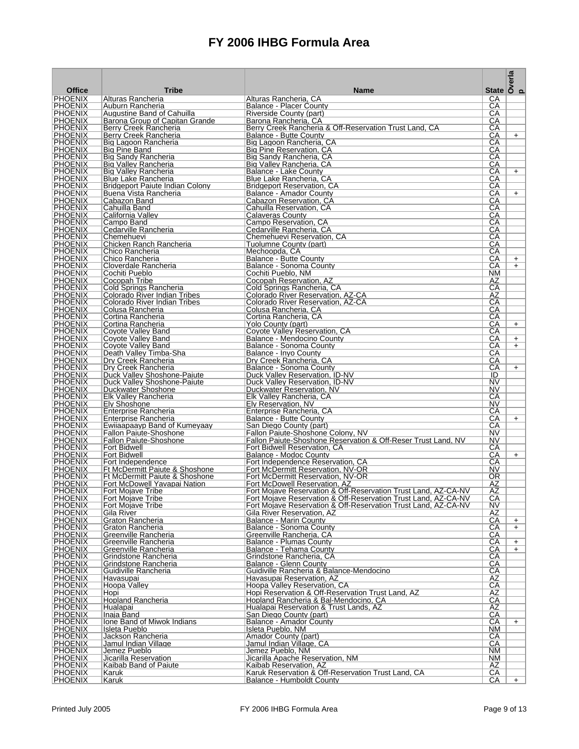# FY 2006 IHBG Formula Area

| Office | Tribe | Name | State | Overlap |
|---|---|---|---|---|
| PHOENIX | Alturas Rancheria | Alturas Rancheria, CA | CA | |
| PHOENIX | Auburn Rancheria | Balance - Placer County | CA | |
| PHOENIX | Augustine Band of Cahuilla | Riverside County (part) | CA | |
| PHOENIX | Barona Group of Capitan Grande | Barona Rancheria, CA | CA | |
| PHOENIX | Berry Creek Rancheria | Berry Creek Rancheria & Off-Reservation Trust Land, CA | CA | |
| PHOENIX | Berry Creek Rancheria | Balance - Butte County | CA | + |
| PHOENIX | Big Lagoon Rancheria | Big Lagoon Rancheria, CA | CA | |
| PHOENIX | Big Pine Band | Big Pine Reservation, CA | CA | |
| PHOENIX | Big Sandy Rancheria | Big Sandy Rancheria, CA | CA | |
| PHOENIX | Big Valley Rancheria | Big Valley Rancheria, CA | CA | |
| PHOENIX | Big Valley Rancheria | Balance - Lake County | CA | + |
| PHOENIX | Blue Lake Rancheria | Blue Lake Rancheria, CA | CA | |
| PHOENIX | Bridgeport Paiute Indian Colony | Bridgeport Reservation, CA | CA | |
| PHOENIX | Buena Vista Rancheria | Balance - Amador County | CA | + |
| PHOENIX | Cabazon Band | Cabazon Reservation, CA | CA | |
| PHOENIX | Cahuilla Band | Cahuilla Reservation, CA | CA | |
| PHOENIX | California Valley | Calaveras County | CA | |
| PHOENIX | Campo Band | Campo Reservation, CA | CA | |
| PHOENIX | Cedarville Rancheria | Cedarville Rancheria, CA | CA | |
| PHOENIX | Chemehuevi | Chemehuevi Reservation, CA | CA | |
| PHOENIX | Chicken Ranch Rancheria | Tuolumne County (part) | CA | |
| PHOENIX | Chico Rancheria | Mechoopda, CA | CA | |
| PHOENIX | Chico Rancheria | Balance - Butte County | CA | + |
| PHOENIX | Cloverdale Rancheria | Balance - Sonoma County | CA | + |
| PHOENIX | Cochiti Pueblo | Cochiti Pueblo, NM | NM | |
| PHOENIX | Cocopah Tribe | Cocopah Reservation, AZ | AZ | |
| PHOENIX | Cold Springs Rancheria | Cold Springs Rancheria, CA | CA | |
| PHOENIX | Colorado River Indian Tribes | Colorado River Reservation, AZ-CA | AZ | |
| PHOENIX | Colorado River Indian Tribes | Colorado River Reservation, AZ-CA | CA | |
| PHOENIX | Colusa Rancheria | Colusa Rancheria, CA | CA | |
| PHOENIX | Cortina Rancheria | Cortina Rancheria, CA | CA | |
| PHOENIX | Cortina Rancheria | Yolo County (part) | CA | + |
| PHOENIX | Coyote Valley Band | Coyote Valley Reservation, CA | CA | |
| PHOENIX | Coyote Valley Band | Balance - Mendocino County | CA | + |
| PHOENIX | Coyote Valley Band | Balance - Sonoma County | CA | + |
| PHOENIX | Death Valley Timba-Sha | Balance - Inyo County | CA | |
| PHOENIX | Dry Creek Rancheria | Dry Creek Rancheria, CA | CA | |
| PHOENIX | Dry Creek Rancheria | Balance - Sonoma County | CA | + |
| PHOENIX | Duck Valley Shoshone-Paiute | Duck Valley Reservation, ID-NV | ID | |
| PHOENIX | Duck Valley Shoshone-Paiute | Duck Valley Reservation, ID-NV | NV | |
| PHOENIX | Duckwater Shoshone | Duckwater Reservation, NV | NV | |
| PHOENIX | Elk Valley Rancheria | Elk Valley Rancheria, CA | CA | |
| PHOENIX | Ely Shoshone | Ely Reservation, NV | NV | |
| PHOENIX | Enterprise Rancheria | Enterprise Rancheria, CA | CA | |
| PHOENIX | Enterprise Rancheria | Balance - Butte County | CA | + |
| PHOENIX | Ewiiaapaayp Band of Kumeyaay | San Diego County (part) | CA | |
| PHOENIX | Fallon Paiute-Shoshone | Fallon Paiute-Shoshone Colony, NV | NV | |
| PHOENIX | Fallon Paiute-Shoshone | Fallon Paiute-Shoshone Reservation & Off-Reser Trust Land, NV | NV | |
| PHOENIX | Fort Bidwell | Fort Bidwell Reservation, CA | CA | |
| PHOENIX | Fort Bidwell | Balance - Modoc County | CA | + |
| PHOENIX | Fort Independence | Fort Independence Reservation, CA | CA | |
| PHOENIX | Ft McDermitt Paiute & Shoshone | Fort McDermitt Reservation, NV-OR | NV | |
| PHOENIX | Ft McDermitt Paiute & Shoshone | Fort McDermitt Reservation, NV-OR | OR | |
| PHOENIX | Fort McDowell Yavapai Nation | Fort McDowell Reservation, AZ | AZ | |
| PHOENIX | Fort Mojave Tribe | Fort Mojave Reservation & Off-Reservation Trust Land, AZ-CA-NV | AZ | |
| PHOENIX | Fort Mojave Tribe | Fort Mojave Reservation & Off-Reservation Trust Land, AZ-CA-NV | CA | |
| PHOENIX | Fort Mojave Tribe | Fort Mojave Reservation & Off-Reservation Trust Land, AZ-CA-NV | NV | |
| PHOENIX | Gila River | Gila River Reservation, AZ | AZ | |
| PHOENIX | Graton Rancheria | Balance - Marin County | CA | + |
| PHOENIX | Graton Rancheria | Balance - Sonoma County | CA | + |
| PHOENIX | Greenville Rancheria | Greenville Rancheria, CA | CA | |
| PHOENIX | Greenville Rancheria | Balance - Plumas County | CA | + |
| PHOENIX | Greenville Rancheria | Balance - Tehama County | CA | + |
| PHOENIX | Grindstone Rancheria | Grindstone Rancheria, CA | CA | |
| PHOENIX | Grindstone Rancheria | Balance - Glenn County | CA | |
| PHOENIX | Guidiville Rancheria | Guidiville Rancheria & Balance-Mendocino | CA | |
| PHOENIX | Havasupai | Havasupai Reservation, AZ | AZ | |
| PHOENIX | Hoopa Valley | Hoopa Valley Reservation, CA | CA | |
| PHOENIX | Hopi | Hopi Reservation & Off-Reservation Trust Land, AZ | AZ | |
| PHOENIX | Hopland Rancheria | Hopland Rancheria & Bal-Mendocino, CA | CA | |
| PHOENIX | Hualapai | Hualapai Reservation & Trust Lands, AZ | AZ | |
| PHOENIX | Inaja Band | San Diego County (part) | CA | |
| PHOENIX | Ione Band of Miwok Indians | Balance - Amador County | CA | + |
| PHOENIX | Isleta Pueblo | Isleta Pueblo, NM | NM | |
| PHOENIX | Jackson Rancheria | Amador County (part) | CA | |
| PHOENIX | Jamul Indian Village | Jamul Indian Village, CA | CA | |
| PHOENIX | Jemez Pueblo | Jemez Pueblo, NM | NM | |
| PHOENIX | Jicarilla Reservation | Jicarilla Apache Reservation, NM | NM | |
| PHOENIX | Kaibab Band of Paiute | Kaibab Reservation, AZ | AZ | |
| PHOENIX | Karuk | Karuk Reservation & Off-Reservation Trust Land, CA | CA | |
| PHOENIX | Karuk | Balance - Humboldt County | CA | + |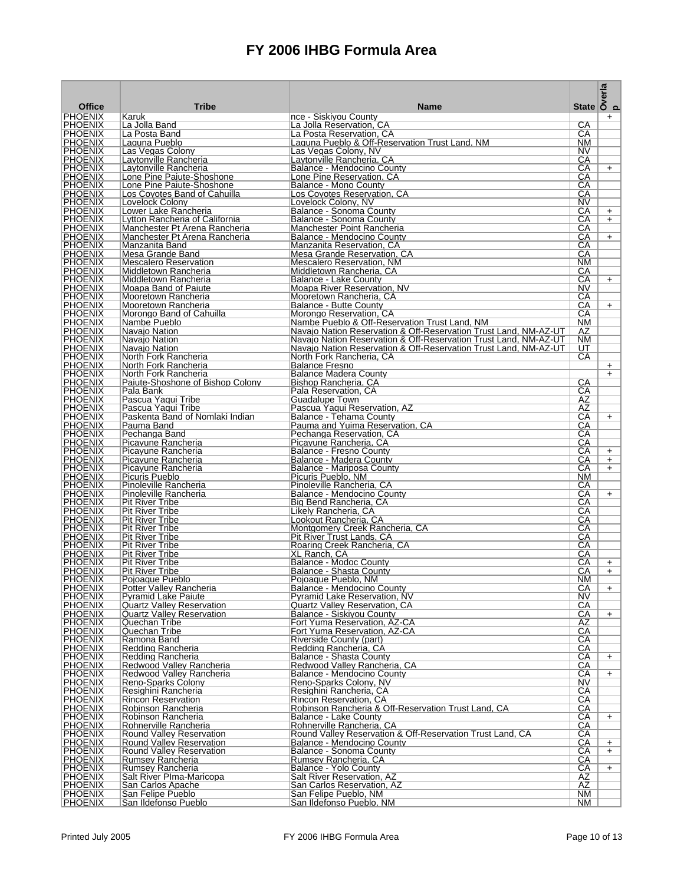# FY 2006 IHBG Formula Area

| Office | Tribe | Name | State | Overlap |
|---|---|---|---|---|
| PHOENIX | Karuk | nce - Siskiyou County | | + |
| PHOENIX | La Jolla Band | La Jolla Reservation, CA | CA | |
| PHOENIX | La Posta Band | La Posta Reservation, CA | CA | |
| PHOENIX | Laguna Pueblo | Laguna Pueblo & Off-Reservation Trust Land, NM | NM | |
| PHOENIX | Las Vegas Colony | Las Vegas Colony, NV | NV | |
| PHOENIX | Laytonville Rancheria | Laytonville Rancheria, CA | CA | |
| PHOENIX | Laytonville Rancheria | Balance - Mendocino County | CA | + |
| PHOENIX | Lone Pine Paiute-Shoshone | Lone Pine Reservation, CA | CA | |
| PHOENIX | Lone Pine Paiute-Shoshone | Balance - Mono County | CA | |
| PHOENIX | Los Coyotes Band of Cahuilla | Los Coyotes Reservation, CA | CA | |
| PHOENIX | Lovelock Colony | Lovelock Colony, NV | NV | |
| PHOENIX | Lower Lake Rancheria | Balance - Sonoma County | CA | + |
| PHOENIX | Lytton Rancheria of California | Balance - Sonoma County | CA | + |
| PHOENIX | Manchester Pt Arena Rancheria | Manchester Point Rancheria | CA | |
| PHOENIX | Manchester Pt Arena Rancheria | Balance - Mendocino County | CA | + |
| PHOENIX | Manzanita Band | Manzanita Reservation, CA | CA | |
| PHOENIX | Mesa Grande Band | Mesa Grande Reservation, CA | CA | |
| PHOENIX | Mescalero Reservation | Mescalero Reservation, NM | NM | |
| PHOENIX | Middletown Rancheria | Middletown Rancheria, CA | CA | |
| PHOENIX | Middletown Rancheria | Balance - Lake County | CA | + |
| PHOENIX | Moapa Band of Paiute | Moapa River Reservation, NV | NV | |
| PHOENIX | Mooretown Rancheria | Mooretown Rancheria, CA | CA | |
| PHOENIX | Mooretown Rancheria | Balance - Butte County | CA | + |
| PHOENIX | Morongo Band of Cahuilla | Morongo Reservation, CA | CA | |
| PHOENIX | Nambe Pueblo | Nambe Pueblo & Off-Reservation Trust Land, NM | NM | |
| PHOENIX | Navajo Nation | Navajo Nation Reservation & Off-Reservation Trust Land, NM-AZ-UT | AZ | |
| PHOENIX | Navajo Nation | Navajo Nation Reservation & Off-Reservation Trust Land, NM-AZ-UT | NM | |
| PHOENIX | Navajo Nation | Navajo Nation Reservation & Off-Reservation Trust Land, NM-AZ-UT | UT | |
| PHOENIX | North Fork Rancheria | North Fork Rancheria, CA | CA | |
| PHOENIX | North Fork Rancheria | Balance Fresno | | + |
| PHOENIX | North Fork Rancheria | Balance Madera County | | + |
| PHOENIX | Paiute-Shoshone of Bishop Colony | Bishop Rancheria, CA | CA | |
| PHOENIX | Pala Bank | Pala Reservation, CA | CA | |
| PHOENIX | Pascua Yaqui Tribe | Guadalupe Town | AZ | |
| PHOENIX | Pascua Yaqui Tribe | Pascua Yaqui Reservation, AZ | AZ | |
| PHOENIX | Paskenta Band of Nomlaki Indian | Balance - Tehama County | CA | + |
| PHOENIX | Pauma Band | Pauma and Yuima Reservation, CA | CA | |
| PHOENIX | Pechanga Band | Pechanga Reservation, CA | CA | |
| PHOENIX | Picayune Rancheria | Picayune Rancheria, CA | CA | |
| PHOENIX | Picayune Rancheria | Balance - Fresno County | CA | + |
| PHOENIX | Picayune Rancheria | Balance - Madera County | CA | + |
| PHOENIX | Picayune Rancheria | Balance - Mariposa County | CA | + |
| PHOENIX | Picuris Pueblo | Picuris Pueblo, NM | NM | |
| PHOENIX | Pinoleville Rancheria | Pinoleville Rancheria, CA | CA | |
| PHOENIX | Pinoleville Rancheria | Balance - Mendocino County | CA | + |
| PHOENIX | Pit River Tribe | Big Bend Rancheria, CA | CA | |
| PHOENIX | Pit River Tribe | Likely Rancheria, CA | CA | |
| PHOENIX | Pit River Tribe | Lookout Rancheria, CA | CA | |
| PHOENIX | Pit River Tribe | Montgomery Creek Rancheria, CA | CA | |
| PHOENIX | Pit River Tribe | Pit River Trust Lands, CA | CA | |
| PHOENIX | Pit River Tribe | Roaring Creek Rancheria, CA | CA | |
| PHOENIX | Pit River Tribe | XL Ranch, CA | CA | |
| PHOENIX | Pit River Tribe | Balance - Modoc County | CA | + |
| PHOENIX | Pit River Tribe | Balance - Shasta County | CA | + |
| PHOENIX | Pojoaque Pueblo | Pojoaque Pueblo, NM | NM | |
| PHOENIX | Potter Valley Rancheria | Balance - Mendocino County | CA | + |
| PHOENIX | Pyramid Lake Paiute | Pyramid Lake Reservation, NV | NV | |
| PHOENIX | Quartz Valley Reservation | Quartz Valley Reservation, CA | CA | |
| PHOENIX | Quartz Valley Reservation | Balance - Siskiyou County | CA | + |
| PHOENIX | Quechan Tribe | Fort Yuma Reservation, AZ-CA | AZ | |
| PHOENIX | Quechan Tribe | Fort Yuma Reservation, AZ-CA | CA | |
| PHOENIX | Ramona Band | Riverside County (part) | CA | |
| PHOENIX | Redding Rancheria | Redding Rancheria, CA | CA | |
| PHOENIX | Redding Rancheria | Balance - Shasta County | CA | + |
| PHOENIX | Redwood Valley Rancheria | Redwood Valley Rancheria, CA | CA | |
| PHOENIX | Redwood Valley Rancheria | Balance - Mendocino County | CA | + |
| PHOENIX | Reno-Sparks Colony | Reno-Sparks Colony, NV | NV | |
| PHOENIX | Resighini Rancheria | Resighini Rancheria, CA | CA | |
| PHOENIX | Rincon Reservation | Rincon Reservation, CA | CA | |
| PHOENIX | Robinson Rancheria | Robinson Rancheria & Off-Reservation Trust Land, CA | CA | |
| PHOENIX | Robinson Rancheria | Balance - Lake County | CA | + |
| PHOENIX | Rohnerville Rancheria | Rohnerville Rancheria, CA | CA | |
| PHOENIX | Round Valley Reservation | Round Valley Reservation & Off-Reservation Trust Land, CA | CA | |
| PHOENIX | Round Valley Reservation | Balance - Mendocino County | CA | + |
| PHOENIX | Round Valley Reservation | Balance - Sonoma County | CA | + |
| PHOENIX | Rumsey Rancheria | Rumsey Rancheria, CA | CA | |
| PHOENIX | Rumsey Rancheria | Balance - Yolo County | CA | + |
| PHOENIX | Salt River PIma-Maricopa | Salt River Reservation, AZ | AZ | |
| PHOENIX | San Carlos Apache | San Carlos Reservation, AZ | AZ | |
| PHOENIX | San Felipe Pueblo | San Felipe Pueblo, NM | NM | |
| PHOENIX | San Ildefonso Pueblo | San Ildefonso Pueblo, NM | NM | |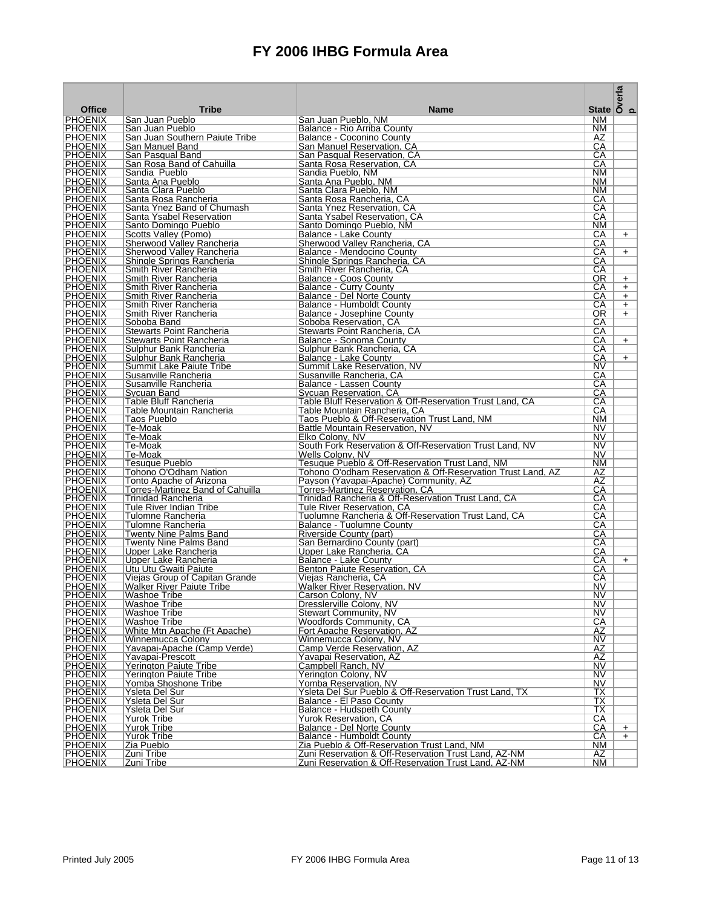# FY 2006 IHBG Formula Area

| Office | Tribe | Name | State | Overlap |
|---|---|---|---|---|
| PHOENIX | San Juan Pueblo | San Juan Pueblo, NM | NM | |
| PHOENIX | San Juan Pueblo | Balance - Rio Arriba County | NM | |
| PHOENIX | San Juan Southern Paiute Tribe | Balance - Coconino County | AZ | |
| PHOENIX | San Manuel Band | San Manuel Reservation, CA | CA | |
| PHOENIX | San Pasqual Band | San Pasqual Reservation, CA | CA | |
| PHOENIX | San Rosa Band of Cahuilla | Santa Rosa Reservation, CA | CA | |
| PHOENIX | Sandia Pueblo | Sandia Pueblo, NM | NM | |
| PHOENIX | Santa Ana Pueblo | Santa Ana Pueblo, NM | NM | |
| PHOENIX | Santa Clara Pueblo | Santa Clara Pueblo, NM | NM | |
| PHOENIX | Santa Rosa Rancheria | Santa Rosa Rancheria, CA | CA | |
| PHOENIX | Santa Ynez Band of Chumash | Santa Ynez Reservation, CA | CA | |
| PHOENIX | Santa Ysabel Reservation | Santa Ysabel Reservation, CA | CA | |
| PHOENIX | Santo Domingo Pueblo | Santo Domingo Pueblo, NM | NM | |
| PHOENIX | Scotts Valley (Pomo) | Balance - Lake County | CA | + |
| PHOENIX | Sherwood Valley Rancheria | Sherwood Valley Rancheria, CA | CA | |
| PHOENIX | Sherwood Valley Rancheria | Balance - Mendocino County | CA | + |
| PHOENIX | Shingle Springs Rancheria | Shingle Springs Rancheria, CA | CA | |
| PHOENIX | Smith River Rancheria | Smith River Rancheria, CA | CA | |
| PHOENIX | Smith River Rancheria | Balance - Coos County | OR | + |
| PHOENIX | Smith River Rancheria | Balance - Curry County | CA | + |
| PHOENIX | Smith River Rancheria | Balance - Del Norte County | CA | + |
| PHOENIX | Smith River Rancheria | Balance - Humboldt County | CA | + |
| PHOENIX | Smith River Rancheria | Balance - Josephine County | OR | + |
| PHOENIX | Soboba Band | Soboba Reservation, CA | CA | |
| PHOENIX | Stewarts Point Rancheria | Stewarts Point Rancheria, CA | CA | |
| PHOENIX | Stewarts Point Rancheria | Balance - Sonoma County | CA | + |
| PHOENIX | Sulphur Bank Rancheria | Sulphur Bank Rancheria, CA | CA | |
| PHOENIX | Sulphur Bank Rancheria | Balance - Lake County | CA | + |
| PHOENIX | Summit Lake Paiute Tribe | Summit Lake Reservation, NV | NV | |
| PHOENIX | Susanville Rancheria | Susanville Rancheria, CA | CA | |
| PHOENIX | Susanville Rancheria | Balance - Lassen County | CA | |
| PHOENIX | Sycuan Band | Sycuan Reservation, CA | CA | |
| PHOENIX | Table Bluff Rancheria | Table Bluff Reservation & Off-Reservation Trust Land, CA | CA | |
| PHOENIX | Table Mountain Rancheria | Table Mountain Rancheria, CA | CA | |
| PHOENIX | Taos Pueblo | Taos Pueblo & Off-Reservation Trust Land, NM | NM | |
| PHOENIX | Te-Moak | Battle Mountain Reservation, NV | NV | |
| PHOENIX | Te-Moak | Elko Colony, NV | NV | |
| PHOENIX | Te-Moak | South Fork Reservation & Off-Reservation Trust Land, NV | NV | |
| PHOENIX | Te-Moak | Wells Colony, NV | NV | |
| PHOENIX | Tesuque Pueblo | Tesuque Pueblo & Off-Reservation Trust Land, NM | NM | |
| PHOENIX | Tohono O'Odham Nation | Tohono O'odham Reservation & Off-Reservation Trust Land, AZ | AZ | |
| PHOENIX | Tonto Apache of Arizona | Payson (Yavapai-Apache) Community, AZ | AZ | |
| PHOENIX | Torres-Martinez Band of Cahuilla | Torres-Martinez Reservation, CA | CA | |
| PHOENIX | Trinidad Rancheria | Trinidad Rancheria & Off-Reservation Trust Land, CA | CA | |
| PHOENIX | Tule River Indian Tribe | Tule River Reservation, CA | CA | |
| PHOENIX | Tulomne Rancheria | Tuolumne Rancheria & Off-Reservation Trust Land, CA | CA | |
| PHOENIX | Tulomne Rancheria | Balance - Tuolumne County | CA | |
| PHOENIX | Twenty Nine Palms Band | Riverside County (part) | CA | |
| PHOENIX | Twenty Nine Palms Band | San Bernardino County (part) | CA | |
| PHOENIX | Upper Lake Rancheria | Upper Lake Rancheria, CA | CA | |
| PHOENIX | Upper Lake Rancheria | Balance - Lake County | CA | + |
| PHOENIX | Utu Utu Gwaiti Paiute | Benton Paiute Reservation, CA | CA | |
| PHOENIX | Viejas Group of Capitan Grande | Viejas Rancheria, CA | CA | |
| PHOENIX | Walker River Paiute Tribe | Walker River Reservation, NV | NV | |
| PHOENIX | Washoe Tribe | Carson Colony, NV | NV | |
| PHOENIX | Washoe Tribe | Dresslerville Colony, NV | NV | |
| PHOENIX | Washoe Tribe | Stewart Community, NV | NV | |
| PHOENIX | Washoe Tribe | Woodfords Community, CA | CA | |
| PHOENIX | White Mtn Apache (Ft Apache) | Fort Apache Reservation, AZ | AZ | |
| PHOENIX | Winnemucca Colony | Winnemucca Colony, NV | NV | |
| PHOENIX | Yavapai-Apache (Camp Verde) | Camp Verde Reservation, AZ | AZ | |
| PHOENIX | Yavapai-Prescott | Yavapai Reservation, AZ | AZ | |
| PHOENIX | Yerington Paiute Tribe | Campbell Ranch, NV | NV | |
| PHOENIX | Yerington Paiute Tribe | Yerington Colony, NV | NV | |
| PHOENIX | Yomba Shoshone Tribe | Yomba Reservation, NV | NV | |
| PHOENIX | Ysleta Del Sur | Ysleta Del Sur Pueblo & Off-Reservation Trust Land, TX | TX | |
| PHOENIX | Ysleta Del Sur | Balance - El Paso County | TX | |
| PHOENIX | Ysleta Del Sur | Balance - Hudspeth County | TX | |
| PHOENIX | Yurok Tribe | Yurok Reservation, CA | CA | |
| PHOENIX | Yurok Tribe | Balance - Del Norte County | CA | + |
| PHOENIX | Yurok Tribe | Balance - Humboldt County | CA | + |
| PHOENIX | Zia Pueblo | Zia Pueblo & Off-Reservation Trust Land, NM | NM | |
| PHOENIX | Zuni Tribe | Zuni Reservation & Off-Reservation Trust Land, AZ-NM | AZ | |
| PHOENIX | Zuni Tribe | Zuni Reservation & Off-Reservation Trust Land, AZ-NM | NM | |

Printed July 2005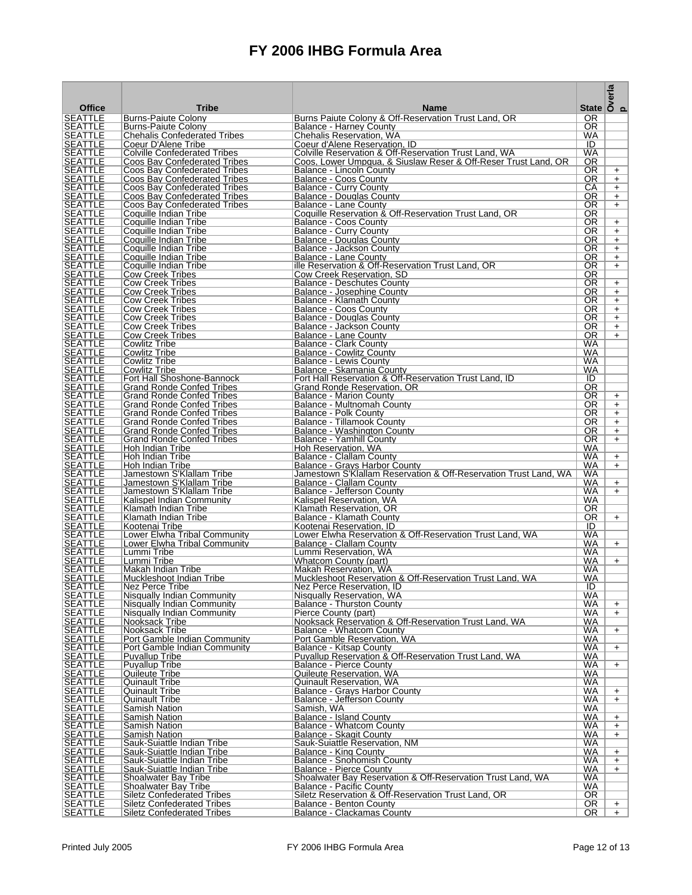# FY 2006 IHBG Formula Area

| Office | Tribe | Name | State | Overlap |
|---|---|---|---|---|
| SEATTLE | Burns-Paiute Colony | Burns Paiute Colony & Off-Reservation Trust Land, OR | OR | |
| SEATTLE | Burns-Paiute Colony | Balance - Harney County | OR | |
| SEATTLE | Chehalis Confederated Tribes | Chehalis Reservation, WA | WA | |
| SEATTLE | Coeur D'Alene Tribe | Coeur d'Alene Reservation, ID | ID | |
| SEATTLE | Colville Confederated Tribes | Colville Reservation & Off-Reservation Trust Land, WA | WA | |
| SEATTLE | Coos Bay Confederated Tribes | Coos, Lower Umpqua, & Siuslaw Reser & Off-Reser Trust Land, OR | OR | |
| SEATTLE | Coos Bay Confederated Tribes | Balance - Lincoln County | OR | + |
| SEATTLE | Coos Bay Confederated Tribes | Balance - Coos County | OR | + |
| SEATTLE | Coos Bay Confederated Tribes | Balance - Curry County | CA | + |
| SEATTLE | Coos Bay Confederated Tribes | Balance - Douglas County | OR | + |
| SEATTLE | Coos Bay Confederated Tribes | Balance - Lane County | OR | + |
| SEATTLE | Coquille Indian Tribe | Coquille Reservation & Off-Reservation Trust Land, OR | OR | |
| SEATTLE | Coquille Indian Tribe | Balance - Coos County | OR | + |
| SEATTLE | Coquille Indian Tribe | Balance - Curry County | OR | + |
| SEATTLE | Coquille Indian Tribe | Balance - Douglas County | OR | + |
| SEATTLE | Coquille Indian Tribe | Balance - Jackson County | OR | + |
| SEATTLE | Coquille Indian Tribe | Balance - Lane County | OR | + |
| SEATTLE | Coquille Indian Tribe | ille Reservation & Off-Reservation Trust Land, OR | OR | + |
| SEATTLE | Cow Creek Tribes | Cow Creek Reservation, SD | OR | |
| SEATTLE | Cow Creek Tribes | Balance - Deschutes County | OR | + |
| SEATTLE | Cow Creek Tribes | Balance - Josephine County | OR | + |
| SEATTLE | Cow Creek Tribes | Balance - Klamath County | OR | + |
| SEATTLE | Cow Creek Tribes | Balance - Coos County | OR | + |
| SEATTLE | Cow Creek Tribes | Balance - Douglas County | OR | + |
| SEATTLE | Cow Creek Tribes | Balance - Jackson County | OR | + |
| SEATTLE | Cow Creek Tribes | Balance - Lane County | OR | + |
| SEATTLE | Cowlitz Tribe | Balance - Clark County | WA | |
| SEATTLE | Cowlitz Tribe | Balance - Cowlitz County | WA | |
| SEATTLE | Cowlitz Tribe | Balance - Lewis County | WA | |
| SEATTLE | Cowlitz Tribe | Balance - Skamania County | WA | |
| SEATTLE | Fort Hall Shoshone-Bannock | Fort Hall Reservation & Off-Reservation Trust Land, ID | ID | |
| SEATTLE | Grand Ronde Confed Tribes | Grand Ronde Reservation, OR | OR | |
| SEATTLE | Grand Ronde Confed Tribes | Balance - Marion County | OR | + |
| SEATTLE | Grand Ronde Confed Tribes | Balance - Multnomah County | OR | + |
| SEATTLE | Grand Ronde Confed Tribes | Balance - Polk County | OR | + |
| SEATTLE | Grand Ronde Confed Tribes | Balance - Tillamook County | OR | + |
| SEATTLE | Grand Ronde Confed Tribes | Balance - Washington County | OR | + |
| SEATTLE | Grand Ronde Confed Tribes | Balance - Yamhill County | OR | + |
| SEATTLE | Hoh Indian Tribe | Hoh Reservation, WA | WA | |
| SEATTLE | Hoh Indian Tribe | Balance - Clallam County | WA | + |
| SEATTLE | Hoh Indian Tribe | Balance - Grays Harbor County | WA | + |
| SEATTLE | Jamestown S'Klallam Tribe | Jamestown S'Klallam Reservation & Off-Reservation Trust Land, WA | WA | |
| SEATTLE | Jamestown S'Klallam Tribe | Balance - Clallam County | WA | + |
| SEATTLE | Jamestown S'Klallam Tribe | Balance - Jefferson County | WA | + |
| SEATTLE | Kalispel Indian Community | Kalispel Reservation, WA | WA | |
| SEATTLE | Klamath Indian Tribe | Klamath Reservation, OR | OR | |
| SEATTLE | Klamath Indian Tribe | Balance - Klamath County | OR | + |
| SEATTLE | Kootenai Tribe | Kootenai Reservation, ID | ID | |
| SEATTLE | Lower Elwha Tribal Community | Lower Elwha Reservation & Off-Reservation Trust Land, WA | WA | |
| SEATTLE | Lower Elwha Tribal Community | Balance - Clallam County | WA | + |
| SEATTLE | Lummi Tribe | Lummi Reservation, WA | WA | |
| SEATTLE | Lummi Tribe | Whatcom County (part) | WA | + |
| SEATTLE | Makah Indian Tribe | Makah Reservation, WA | WA | |
| SEATTLE | Muckleshoot Indian Tribe | Muckleshoot Reservation & Off-Reservation Trust Land, WA | WA | |
| SEATTLE | Nez Perce Tribe | Nez Perce Reservation, ID | ID | |
| SEATTLE | Nisqually Indian Community | Nisqually Reservation, WA | WA | |
| SEATTLE | Nisqually Indian Community | Balance - Thurston County | WA | + |
| SEATTLE | Nisqually Indian Community | Pierce County (part) | WA | + |
| SEATTLE | Nooksack Tribe | Nooksack Reservation & Off-Reservation Trust Land, WA | WA | |
| SEATTLE | Nooksack Tribe | Balance - Whatcom County | WA | + |
| SEATTLE | Port Gamble Indian Community | Port Gamble Reservation, WA | WA | |
| SEATTLE | Port Gamble Indian Community | Balance - Kitsap County | WA | + |
| SEATTLE | Puyallup Tribe | Puyallup Reservation & Off-Reservation Trust Land, WA | WA | |
| SEATTLE | Puyallup Tribe | Balance - Pierce County | WA | + |
| SEATTLE | Quileute Tribe | Quileute Reservation, WA | WA | |
| SEATTLE | Quinault Tribe | Quinault Reservation, WA | WA | |
| SEATTLE | Quinault Tribe | Balance - Grays Harbor County | WA | + |
| SEATTLE | Quinault Tribe | Balance - Jefferson County | WA | + |
| SEATTLE | Samish Nation | Samish, WA | WA | |
| SEATTLE | Samish Nation | Balance - Island County | WA | + |
| SEATTLE | Samish Nation | Balance - Whatcom County | WA | + |
| SEATTLE | Samish Nation | Balance - Skagit County | WA | + |
| SEATTLE | Sauk-Suiattle Indian Tribe | Sauk-Suiattle Reservation, NM | WA | |
| SEATTLE | Sauk-Suiattle Indian Tribe | Balance - King County | WA | + |
| SEATTLE | Sauk-Suiattle Indian Tribe | Balance - Snohomish County | WA | + |
| SEATTLE | Sauk-Suiattle Indian Tribe | Balance - Pierce County | WA | + |
| SEATTLE | Shoalwater Bay Tribe | Shoalwater Bay Reservation & Off-Reservation Trust Land, WA | WA | |
| SEATTLE | Shoalwater Bay Tribe | Balance - Pacific County | WA | |
| SEATTLE | Siletz Confederated Tribes | Siletz Reservation & Off-Reservation Trust Land, OR | OR | |
| SEATTLE | Siletz Confederated Tribes | Balance - Benton County | OR | + |
| SEATTLE | Siletz Confederated Tribes | Balance - Clackamas County | OR | + |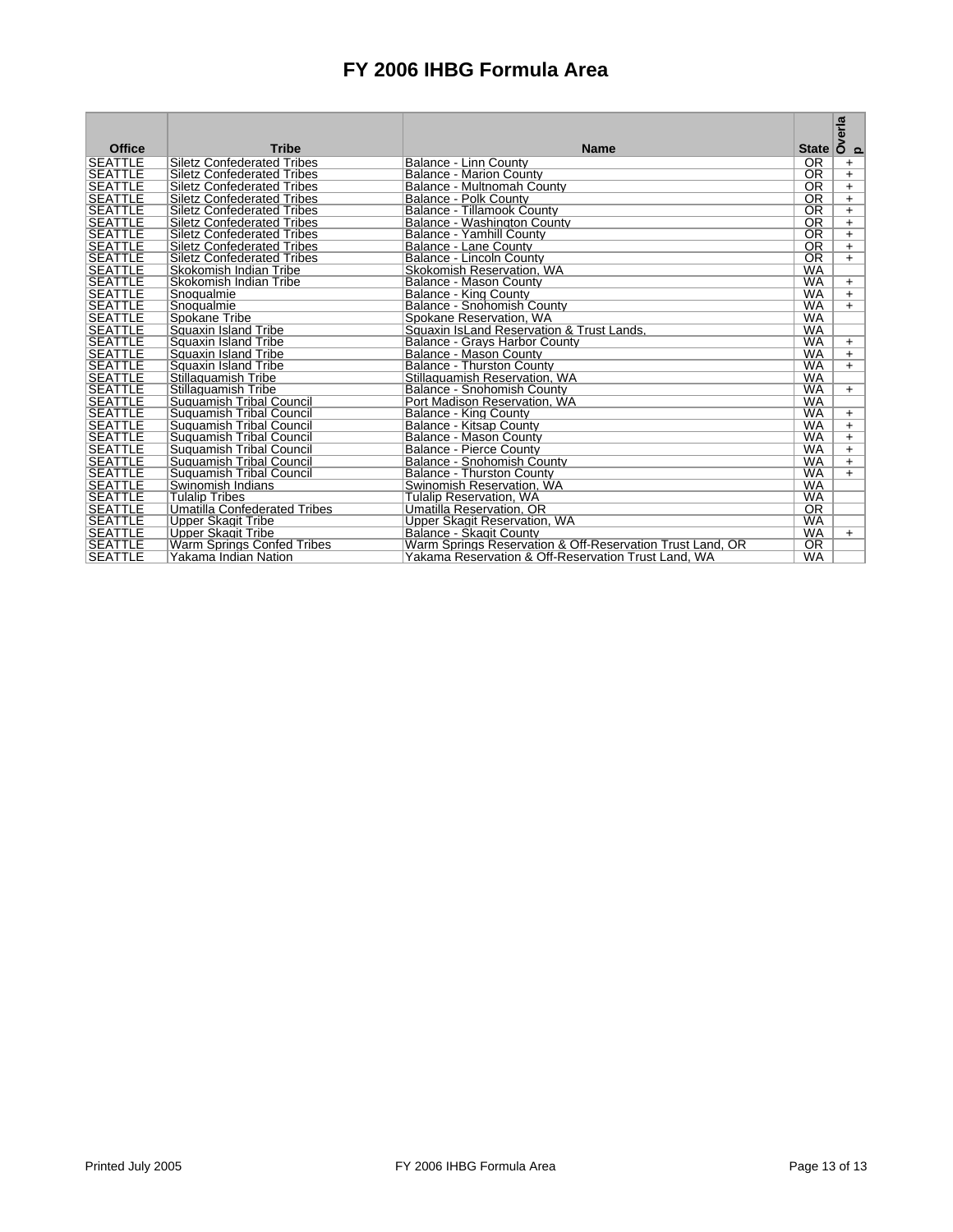# FY 2006 IHBG Formula Area

| Office | Tribe | Name | State | Overlap |
|---|---|---|---|---|
| SEATTLE | Siletz Confederated Tribes | Balance - Linn County | OR | + |
| SEATTLE | Siletz Confederated Tribes | Balance - Marion County | OR | + |
| SEATTLE | Siletz Confederated Tribes | Balance - Multnomah County | OR | + |
| SEATTLE | Siletz Confederated Tribes | Balance - Polk County | OR | + |
| SEATTLE | Siletz Confederated Tribes | Balance - Tillamook County | OR | + |
| SEATTLE | Siletz Confederated Tribes | Balance - Washington County | OR | + |
| SEATTLE | Siletz Confederated Tribes | Balance - Yamhill County | OR | + |
| SEATTLE | Siletz Confederated Tribes | Balance - Lane County | OR | + |
| SEATTLE | Siletz Confederated Tribes | Balance - Lincoln County | OR | + |
| SEATTLE | Skokomish Indian Tribe | Skokomish Reservation, WA | WA | |
| SEATTLE | Skokomish Indian Tribe | Balance - Mason County | WA | + |
| SEATTLE | Snoqualmie | Balance - King County | WA | + |
| SEATTLE | Snoqualmie | Balance - Snohomish County | WA | + |
| SEATTLE | Spokane Tribe | Spokane Reservation, WA | WA | |
| SEATTLE | Squaxin Island Tribe | Squaxin IsLand Reservation & Trust Lands, | WA | |
| SEATTLE | Squaxin Island Tribe | Balance - Grays Harbor County | WA | + |
| SEATTLE | Squaxin Island Tribe | Balance - Mason County | WA | + |
| SEATTLE | Squaxin Island Tribe | Balance - Thurston County | WA | + |
| SEATTLE | Stillaguamish Tribe | Stillaguamish Reservation, WA | WA | |
| SEATTLE | Stillaguamish Tribe | Balance - Snohomish County | WA | + |
| SEATTLE | Suquamish Tribal Council | Port Madison Reservation, WA | WA | |
| SEATTLE | Suquamish Tribal Council | Balance - King County | WA | + |
| SEATTLE | Suquamish Tribal Council | Balance - Kitsap County | WA | + |
| SEATTLE | Suquamish Tribal Council | Balance - Mason County | WA | + |
| SEATTLE | Suquamish Tribal Council | Balance - Pierce County | WA | + |
| SEATTLE | Suquamish Tribal Council | Balance - Snohomish County | WA | + |
| SEATTLE | Suquamish Tribal Council | Balance - Thurston County | WA | + |
| SEATTLE | Swinomish Indians | Swinomish Reservation, WA | WA | |
| SEATTLE | Tulalip Tribes | Tulalip Reservation, WA | WA | |
| SEATTLE | Umatilla Confederated Tribes | Umatilla Reservation, OR | OR | |
| SEATTLE | Upper Skagit Tribe | Upper Skagit Reservation, WA | WA | |
| SEATTLE | Upper Skagit Tribe | Balance - Skagit County | WA | + |
| SEATTLE | Warm Springs Confed Tribes | Warm Springs Reservation & Off-Reservation Trust Land, OR | OR | |
| SEATTLE | Yakama Indian Nation | Yakama Reservation & Off-Reservation Trust Land, WA | WA | |